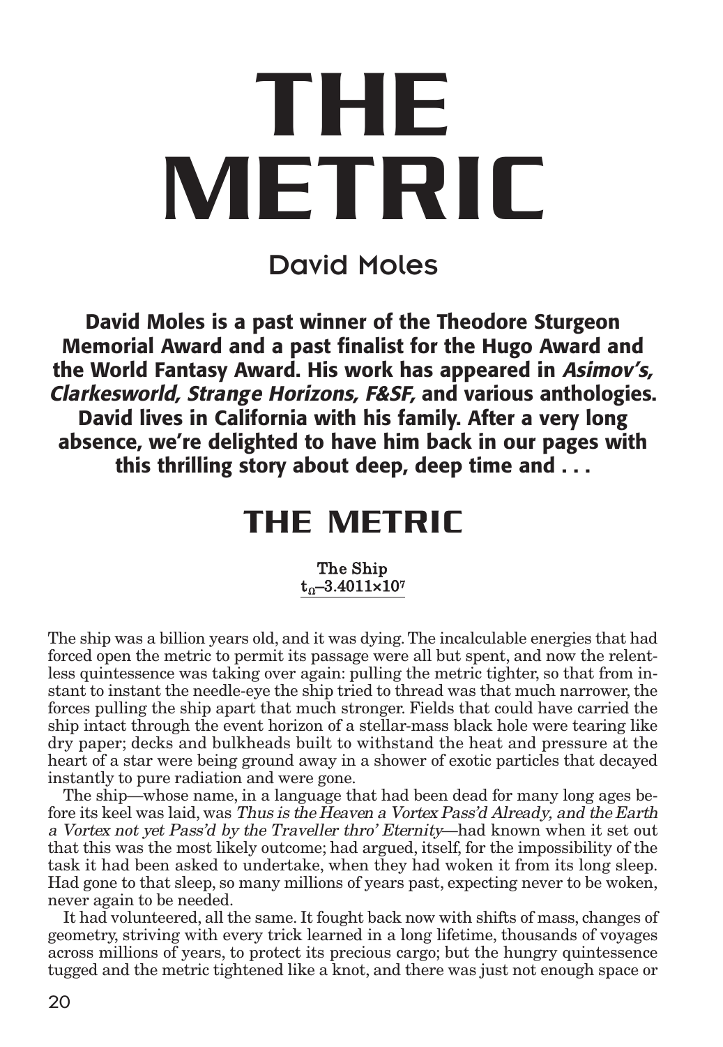# THE METRIC

## David Moles

**David Moles is a past winner of the Theodore Sturgeon Memorial Award and a past finalist for the Hugo Award and the World Fantasy Award. His work has appeared in *Asimov's, Clarkesworld, Strange Horizons, F&SF,* and various anthologies. David lives in California with his family. After a very long absence, we're delighted to have him back in our pages with this thrilling story about deep, deep time and . . .**

# THE METRIC

**The Ship**
**$t_{\Omega}$–$3.4011\times10^{7}$**

The ship was a billion years old, and it was dying. The incalculable energies that had forced open the metric to permit its passage were all but spent, and now the relentless quintessence was taking over again: pulling the metric tighter, so that from instant to instant the needle-eye the ship tried to thread was that much narrower, the forces pulling the ship apart that much stronger. Fields that could have carried the ship intact through the event horizon of a stellar-mass black hole were tearing like dry paper; decks and bulkheads built to withstand the heat and pressure at the heart of a star were being ground away in a shower of exotic particles that decayed instantly to pure radiation and were gone.

The ship—whose name, in a language that had been dead for many long ages before its keel was laid, was *Thus is the Heaven a Vortex Pass'd Already, and the Earth a Vortex not yet Pass'd by the Traveller thro' Eternity*—had known when it set out that this was the most likely outcome; had argued, itself, for the impossibility of the task it had been asked to undertake, when they had woken it from its long sleep. Had gone to that sleep, so many millions of years past, expecting never to be woken, never again to be needed.

It had volunteered, all the same. It fought back now with shifts of mass, changes of geometry, striving with every trick learned in a long lifetime, thousands of voyages across millions of years, to protect its precious cargo; but the hungry quintessence tugged and the metric tightened like a knot, and there was just not enough space or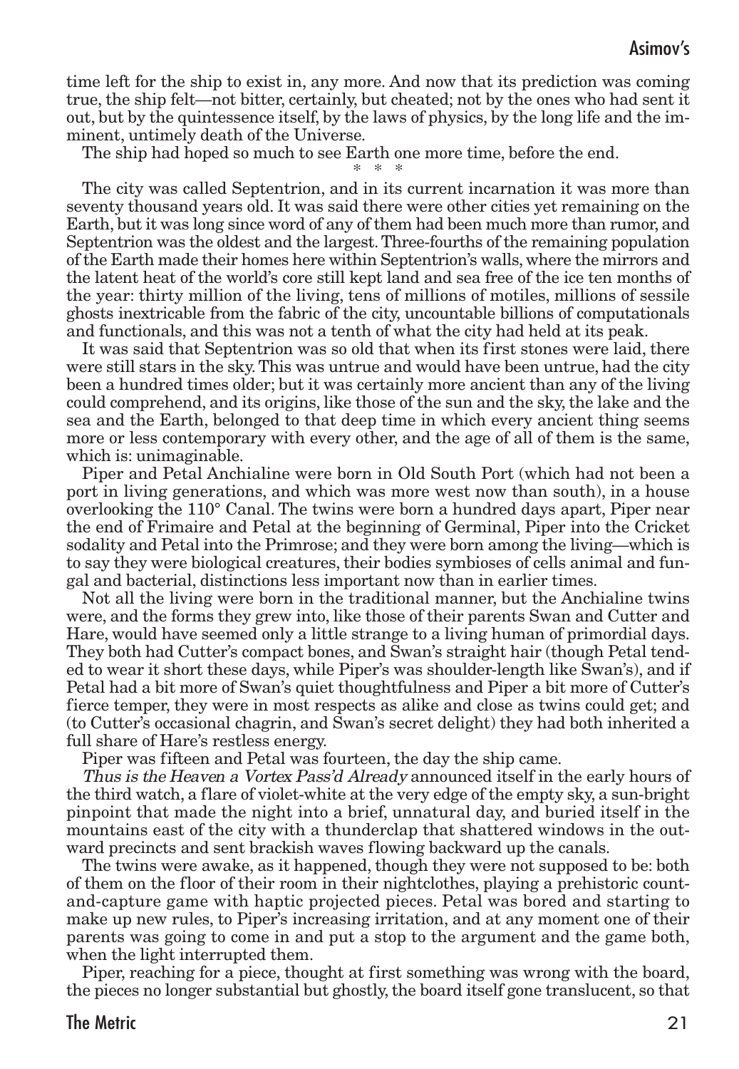time left for the ship to exist in, any more. And now that its prediction was coming true, the ship felt—not bitter, certainly, but cheated; not by the ones who had sent it out, but by the quintessence itself, by the laws of physics, by the long life and the imminent, untimely death of the Universe.

The ship had hoped so much to see Earth one more time, before the end.

\* \* \*

The city was called Septentrion, and in its current incarnation it was more than seventy thousand years old. It was said there were other cities yet remaining on the Earth, but it was long since word of any of them had been much more than rumor, and Septentrion was the oldest and the largest. Three-fourths of the remaining population of the Earth made their homes here within Septentrion's walls, where the mirrors and the latent heat of the world's core still kept land and sea free of the ice ten months of the year: thirty million of the living, tens of millions of motiles, millions of sessile ghosts inextricable from the fabric of the city, uncountable billions of computationals and functionals, and this was not a tenth of what the city had held at its peak.

It was said that Septentrion was so old that when its first stones were laid, there were still stars in the sky. This was untrue and would have been untrue, had the city been a hundred times older; but it was certainly more ancient than any of the living could comprehend, and its origins, like those of the sun and the sky, the lake and the sea and the Earth, belonged to that deep time in which every ancient thing seems more or less contemporary with every other, and the age of all of them is the same, which is: unimaginable.

Piper and Petal Anchialine were born in Old South Port (which had not been a port in living generations, and which was more west now than south), in a house overlooking the 110° Canal. The twins were born a hundred days apart, Piper near the end of Frimaire and Petal at the beginning of Germinal, Piper into the Cricket sodality and Petal into the Primrose; and they were born among the living—which is to say they were biological creatures, their bodies symbioses of cells animal and fungal and bacterial, distinctions less important now than in earlier times.

Not all the living were born in the traditional manner, but the Anchialine twins were, and the forms they grew into, like those of their parents Swan and Cutter and Hare, would have seemed only a little strange to a living human of primordial days. They both had Cutter's compact bones, and Swan's straight hair (though Petal tended to wear it short these days, while Piper's was shoulder-length like Swan's), and if Petal had a bit more of Swan's quiet thoughtfulness and Piper a bit more of Cutter's fierce temper, they were in most respects as alike and close as twins could get; and (to Cutter's occasional chagrin, and Swan's secret delight) they had both inherited a full share of Hare's restless energy.

Piper was fifteen and Petal was fourteen, the day the ship came.

*Thus is the Heaven a Vortex Pass'd Already* announced itself in the early hours of the third watch, a flare of violet-white at the very edge of the empty sky, a sun-bright pinpoint that made the night into a brief, unnatural day, and buried itself in the mountains east of the city with a thunderclap that shattered windows in the outward precincts and sent brackish waves flowing backward up the canals.

The twins were awake, as it happened, though they were not supposed to be: both of them on the floor of their room in their nightclothes, playing a prehistoric count-and-capture game with haptic projected pieces. Petal was bored and starting to make up new rules, to Piper's increasing irritation, and at any moment one of their parents was going to come in and put a stop to the argument and the game both, when the light interrupted them.

Piper, reaching for a piece, thought at first something was wrong with the board, the pieces no longer substantial but ghostly, the board itself gone translucent, so that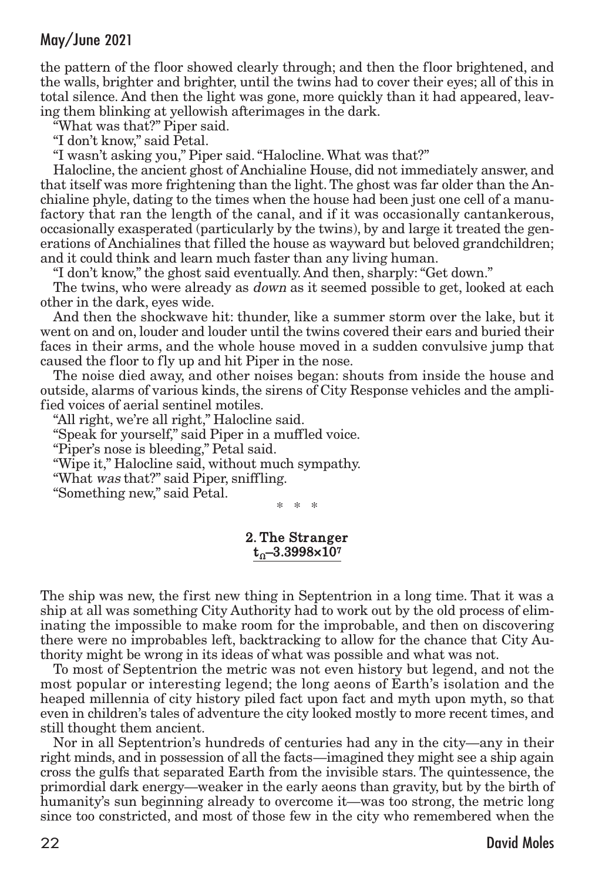the pattern of the floor showed clearly through; and then the floor brightened, and the walls, brighter and brighter, until the twins had to cover their eyes; all of this in total silence. And then the light was gone, more quickly than it had appeared, leaving them blinking at yellowish afterimages in the dark.

"What was that?" Piper said.

"I don't know," said Petal.

"I wasn't asking you," Piper said. "Halocline. What was that?"

Halocline, the ancient ghost of Anchialine House, did not immediately answer, and that itself was more frightening than the light. The ghost was far older than the Anchialine phyle, dating to the times when the house had been just one cell of a manufactory that ran the length of the canal, and if it was occasionally cantankerous, occasionally exasperated (particularly by the twins), by and large it treated the generations of Anchialines that filled the house as wayward but beloved grandchildren; and it could think and learn much faster than any living human.

"I don't know," the ghost said eventually. And then, sharply: "Get down."

The twins, who were already as *down* as it seemed possible to get, looked at each other in the dark, eyes wide.

And then the shockwave hit: thunder, like a summer storm over the lake, but it went on and on, louder and louder until the twins covered their ears and buried their faces in their arms, and the whole house moved in a sudden convulsive jump that caused the floor to fly up and hit Piper in the nose.

The noise died away, and other noises began: shouts from inside the house and outside, alarms of various kinds, the sirens of City Response vehicles and the amplified voices of aerial sentinel motiles.

"All right, we're all right," Halocline said.

"Speak for yourself," said Piper in a muffled voice.

"Piper's nose is bleeding," Petal said.

"Wipe it," Halocline said, without much sympathy.

"What *was* that?" said Piper, sniffling.

"Something new," said Petal.

\* \* \*

## 2. The Stranger

**$t_{\Omega}$–3.3998×10⁷**

The ship was new, the first new thing in Septentrion in a long time. That it was a ship at all was something City Authority had to work out by the old process of eliminating the impossible to make room for the improbable, and then on discovering there were no improbables left, backtracking to allow for the chance that City Authority might be wrong in its ideas of what was possible and what was not.

To most of Septentrion the metric was not even history but legend, and not the most popular or interesting legend; the long aeons of Earth's isolation and the heaped millennia of city history piled fact upon fact and myth upon myth, so that even in children's tales of adventure the city looked mostly to more recent times, and still thought them ancient.

Nor in all Septentrion's hundreds of centuries had any in the city—any in their right minds, and in possession of all the facts—imagined they might see a ship again cross the gulfs that separated Earth from the invisible stars. The quintessence, the primordial dark energy—weaker in the early aeons than gravity, but by the birth of humanity's sun beginning already to overcome it—was too strong, the metric long since too constricted, and most of those few in the city who remembered when the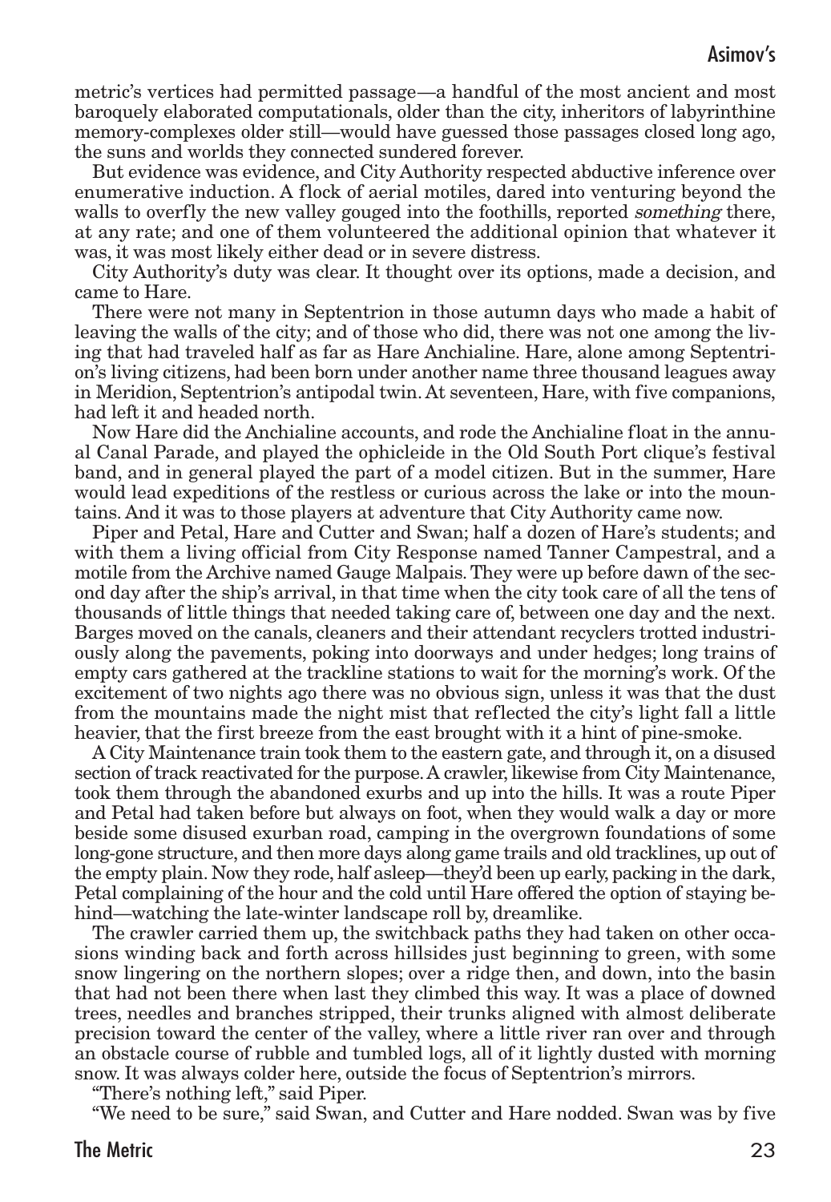metric's vertices had permitted passage—a handful of the most ancient and most baroquely elaborated computationals, older than the city, inheritors of labyrinthine memory-complexes older still—would have guessed those passages closed long ago, the suns and worlds they connected sundered forever.

But evidence was evidence, and City Authority respected abductive inference over enumerative induction. A flock of aerial motiles, dared into venturing beyond the walls to overfly the new valley gouged into the foothills, reported *something* there, at any rate; and one of them volunteered the additional opinion that whatever it was, it was most likely either dead or in severe distress.

City Authority's duty was clear. It thought over its options, made a decision, and came to Hare.

There were not many in Septentrion in those autumn days who made a habit of leaving the walls of the city; and of those who did, there was not one among the living that had traveled half as far as Hare Anchialine. Hare, alone among Septentrion's living citizens, had been born under another name three thousand leagues away in Meridion, Septentrion's antipodal twin. At seventeen, Hare, with five companions, had left it and headed north.

Now Hare did the Anchialine accounts, and rode the Anchialine float in the annual Canal Parade, and played the ophicleide in the Old South Port clique's festival band, and in general played the part of a model citizen. But in the summer, Hare would lead expeditions of the restless or curious across the lake or into the mountains. And it was to those players at adventure that City Authority came now.

Piper and Petal, Hare and Cutter and Swan; half a dozen of Hare's students; and with them a living official from City Response named Tanner Campestral, and a motile from the Archive named Gauge Malpais. They were up before dawn of the second day after the ship's arrival, in that time when the city took care of all the tens of thousands of little things that needed taking care of, between one day and the next. Barges moved on the canals, cleaners and their attendant recyclers trotted industriously along the pavements, poking into doorways and under hedges; long trains of empty cars gathered at the trackline stations to wait for the morning's work. Of the excitement of two nights ago there was no obvious sign, unless it was that the dust from the mountains made the night mist that reflected the city's light fall a little heavier, that the first breeze from the east brought with it a hint of pine-smoke.

A City Maintenance train took them to the eastern gate, and through it, on a disused section of track reactivated for the purpose. A crawler, likewise from City Maintenance, took them through the abandoned exurbs and up into the hills. It was a route Piper and Petal had taken before but always on foot, when they would walk a day or more beside some disused exurban road, camping in the overgrown foundations of some long-gone structure, and then more days along game trails and old tracklines, up out of the empty plain. Now they rode, half asleep—they'd been up early, packing in the dark, Petal complaining of the hour and the cold until Hare offered the option of staying behind—watching the late-winter landscape roll by, dreamlike.

The crawler carried them up, the switchback paths they had taken on other occasions winding back and forth across hillsides just beginning to green, with some snow lingering on the northern slopes; over a ridge then, and down, into the basin that had not been there when last they climbed this way. It was a place of downed trees, needles and branches stripped, their trunks aligned with almost deliberate precision toward the center of the valley, where a little river ran over and through an obstacle course of rubble and tumbled logs, all of it lightly dusted with morning snow. It was always colder here, outside the focus of Septentrion's mirrors.

"There's nothing left," said Piper.

"We need to be sure," said Swan, and Cutter and Hare nodded. Swan was by five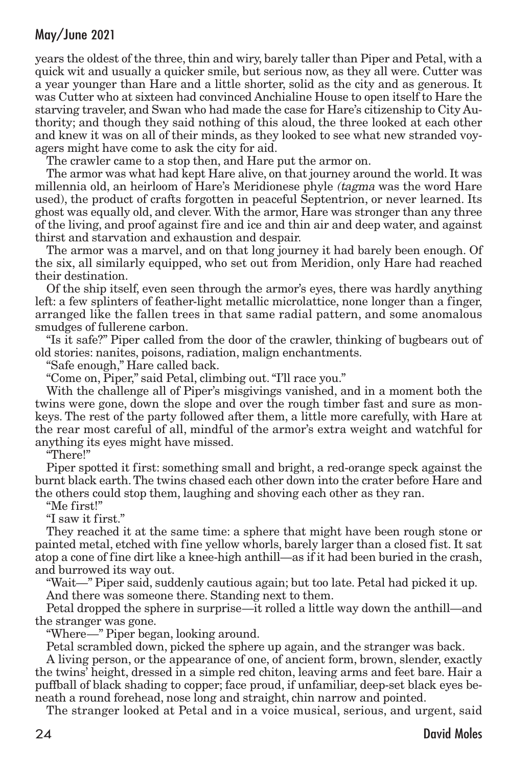years the oldest of the three, thin and wiry, barely taller than Piper and Petal, with a quick wit and usually a quicker smile, but serious now, as they all were. Cutter was a year younger than Hare and a little shorter, solid as the city and as generous. It was Cutter who at sixteen had convinced Anchialine House to open itself to Hare the starving traveler, and Swan who had made the case for Hare's citizenship to City Authority; and though they said nothing of this aloud, the three looked at each other and knew it was on all of their minds, as they looked to see what new stranded voyagers might have come to ask the city for aid.

The crawler came to a stop then, and Hare put the armor on.

The armor was what had kept Hare alive, on that journey around the world. It was millennia old, an heirloom of Hare's Meridionese phyle (*tagma* was the word Hare used), the product of crafts forgotten in peaceful Septentrion, or never learned. Its ghost was equally old, and clever. With the armor, Hare was stronger than any three of the living, and proof against fire and ice and thin air and deep water, and against thirst and starvation and exhaustion and despair.

The armor was a marvel, and on that long journey it had barely been enough. Of the six, all similarly equipped, who set out from Meridion, only Hare had reached their destination.

Of the ship itself, even seen through the armor's eyes, there was hardly anything left: a few splinters of feather-light metallic microlattice, none longer than a finger, arranged like the fallen trees in that same radial pattern, and some anomalous smudges of fullerene carbon.

"Is it safe?" Piper called from the door of the crawler, thinking of bugbears out of old stories: nanites, poisons, radiation, malign enchantments.

"Safe enough," Hare called back.

"Come on, Piper," said Petal, climbing out. "I'll race you."

With the challenge all of Piper's misgivings vanished, and in a moment both the twins were gone, down the slope and over the rough timber fast and sure as monkeys. The rest of the party followed after them, a little more carefully, with Hare at the rear most careful of all, mindful of the armor's extra weight and watchful for anything its eyes might have missed.

"There!"

Piper spotted it first: something small and bright, a red-orange speck against the burnt black earth. The twins chased each other down into the crater before Hare and the others could stop them, laughing and shoving each other as they ran.

"Me first!"

"I saw it first."

They reached it at the same time: a sphere that might have been rough stone or painted metal, etched with fine yellow whorls, barely larger than a closed fist. It sat atop a cone of fine dirt like a knee-high anthill—as if it had been buried in the crash, and burrowed its way out.

"Wait—" Piper said, suddenly cautious again; but too late. Petal had picked it up.

And there was someone there. Standing next to them.

Petal dropped the sphere in surprise—it rolled a little way down the anthill—and the stranger was gone.

"Where—" Piper began, looking around.

Petal scrambled down, picked the sphere up again, and the stranger was back.

A living person, or the appearance of one, of ancient form, brown, slender, exactly the twins' height, dressed in a simple red chiton, leaving arms and feet bare. Hair a puffball of black shading to copper; face proud, if unfamiliar, deep-set black eyes beneath a round forehead, nose long and straight, chin narrow and pointed.

The stranger looked at Petal and in a voice musical, serious, and urgent, said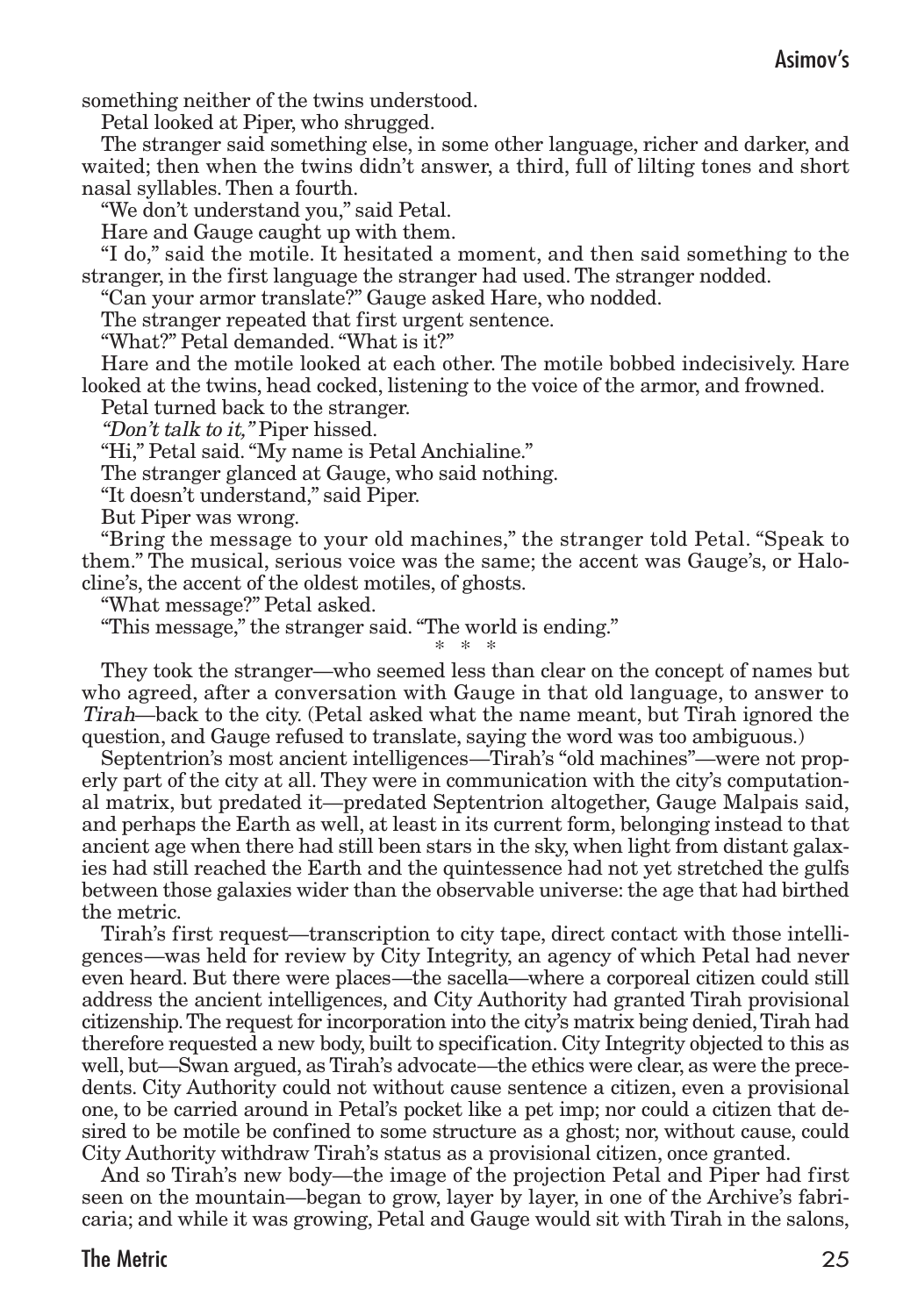something neither of the twins understood.

Petal looked at Piper, who shrugged.

The stranger said something else, in some other language, richer and darker, and waited; then when the twins didn't answer, a third, full of lilting tones and short nasal syllables. Then a fourth.

"We don't understand you," said Petal.

Hare and Gauge caught up with them.

"I do," said the motile. It hesitated a moment, and then said something to the stranger, in the first language the stranger had used. The stranger nodded.

"Can your armor translate?" Gauge asked Hare, who nodded.

The stranger repeated that first urgent sentence.

"What?" Petal demanded. "What is it?"

Hare and the motile looked at each other. The motile bobbed indecisively. Hare looked at the twins, head cocked, listening to the voice of the armor, and frowned.

Petal turned back to the stranger.

*"Don't talk to it,"* Piper hissed.

"Hi," Petal said. "My name is Petal Anchialine."

The stranger glanced at Gauge, who said nothing.

"It doesn't understand," said Piper.

But Piper was wrong.

"Bring the message to your old machines," the stranger told Petal. "Speak to them." The musical, serious voice was the same; the accent was Gauge's, or Halocline's, the accent of the oldest motiles, of ghosts.

"What message?" Petal asked.

"This message," the stranger said. "The world is ending."

\* \* \*

They took the stranger—who seemed less than clear on the concept of names but who agreed, after a conversation with Gauge in that old language, to answer to *Tirah*—back to the city. (Petal asked what the name meant, but Tirah ignored the question, and Gauge refused to translate, saying the word was too ambiguous.)

Septentrion's most ancient intelligences—Tirah's "old machines"—were not properly part of the city at all. They were in communication with the city's computational matrix, but predated it—predated Septentrion altogether, Gauge Malpais said, and perhaps the Earth as well, at least in its current form, belonging instead to that ancient age when there had still been stars in the sky, when light from distant galaxies had still reached the Earth and the quintessence had not yet stretched the gulfs between those galaxies wider than the observable universe: the age that had birthed the metric.

Tirah's first request—transcription to city tape, direct contact with those intelligences—was held for review by City Integrity, an agency of which Petal had never even heard. But there were places—the sacella—where a corporeal citizen could still address the ancient intelligences, and City Authority had granted Tirah provisional citizenship. The request for incorporation into the city's matrix being denied, Tirah had therefore requested a new body, built to specification. City Integrity objected to this as well, but—Swan argued, as Tirah's advocate—the ethics were clear, as were the precedents. City Authority could not without cause sentence a citizen, even a provisional one, to be carried around in Petal's pocket like a pet imp; nor could a citizen that desired to be motile be confined to some structure as a ghost; nor, without cause, could City Authority withdraw Tirah's status as a provisional citizen, once granted.

And so Tirah's new body—the image of the projection Petal and Piper had first seen on the mountain—began to grow, layer by layer, in one of the Archive's fabricaria; and while it was growing, Petal and Gauge would sit with Tirah in the salons,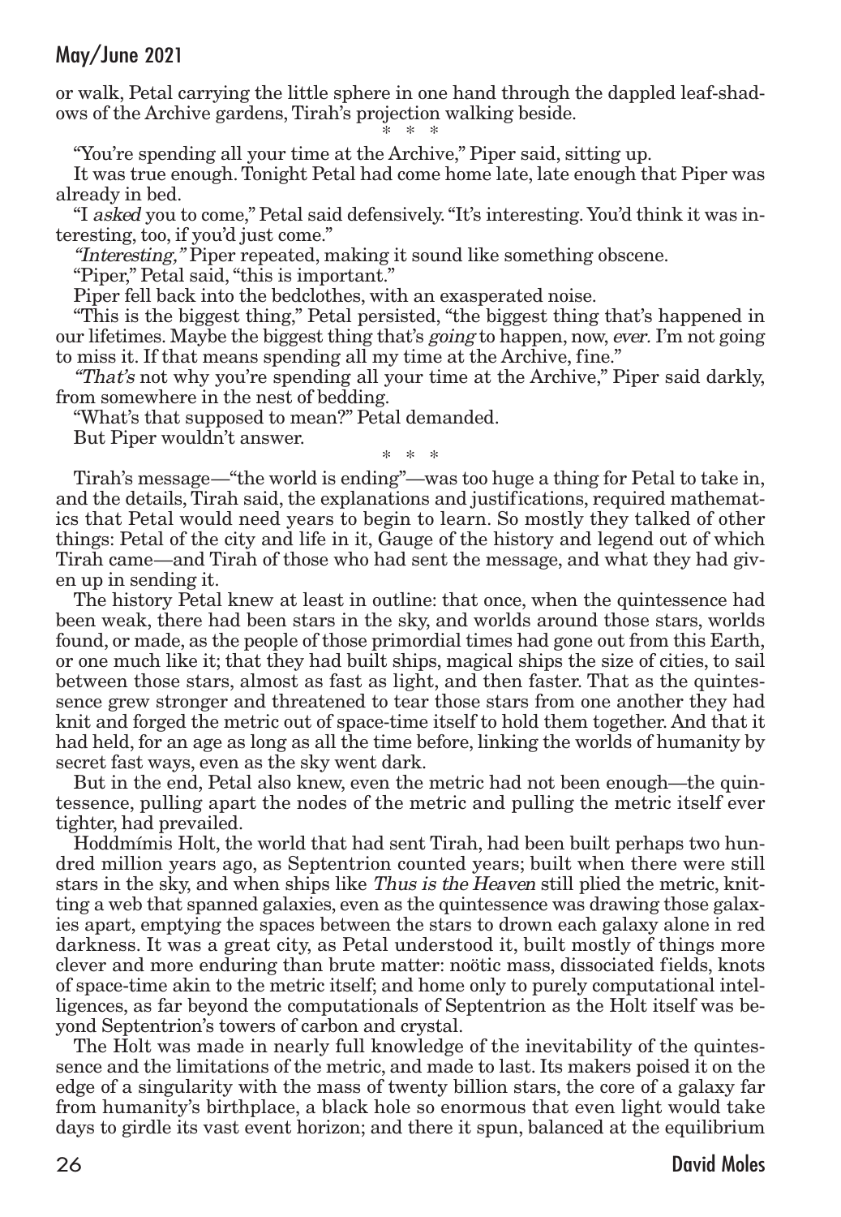or walk, Petal carrying the little sphere in one hand through the dappled leaf-shadows of the Archive gardens, Tirah's projection walking beside.

\* \* \*

"You're spending all your time at the Archive," Piper said, sitting up.

It was true enough. Tonight Petal had come home late, late enough that Piper was already in bed.

"I *asked* you to come," Petal said defensively. "It's interesting. You'd think it was interesting, too, if you'd just come."

*"Interesting,"* Piper repeated, making it sound like something obscene.

"Piper," Petal said, "this is important."

Piper fell back into the bedclothes, with an exasperated noise.

"This is the biggest thing," Petal persisted, "the biggest thing that's happened in our lifetimes. Maybe the biggest thing that's *going* to happen, now, *ever.* I'm not going to miss it. If that means spending all my time at the Archive, fine."

*"That's* not why you're spending all your time at the Archive," Piper said darkly, from somewhere in the nest of bedding.

"What's that supposed to mean?" Petal demanded.

But Piper wouldn't answer.

\* \* \*

Tirah's message—"the world is ending"—was too huge a thing for Petal to take in, and the details, Tirah said, the explanations and justifications, required mathematics that Petal would need years to begin to learn. So mostly they talked of other things: Petal of the city and life in it, Gauge of the history and legend out of which Tirah came—and Tirah of those who had sent the message, and what they had given up in sending it.

The history Petal knew at least in outline: that once, when the quintessence had been weak, there had been stars in the sky, and worlds around those stars, worlds found, or made, as the people of those primordial times had gone out from this Earth, or one much like it; that they had built ships, magical ships the size of cities, to sail between those stars, almost as fast as light, and then faster. That as the quintessence grew stronger and threatened to tear those stars from one another they had knit and forged the metric out of space-time itself to hold them together. And that it had held, for an age as long as all the time before, linking the worlds of humanity by secret fast ways, even as the sky went dark.

But in the end, Petal also knew, even the metric had not been enough—the quintessence, pulling apart the nodes of the metric and pulling the metric itself ever tighter, had prevailed.

Hoddmímis Holt, the world that had sent Tirah, had been built perhaps two hundred million years ago, as Septentrion counted years; built when there were still stars in the sky, and when ships like *Thus is the Heaven* still plied the metric, knitting a web that spanned galaxies, even as the quintessence was drawing those galaxies apart, emptying the spaces between the stars to drown each galaxy alone in red darkness. It was a great city, as Petal understood it, built mostly of things more clever and more enduring than brute matter: noötic mass, dissociated fields, knots of space-time akin to the metric itself; and home only to purely computational intelligences, as far beyond the computationals of Septentrion as the Holt itself was beyond Septentrion's towers of carbon and crystal.

The Holt was made in nearly full knowledge of the inevitability of the quintessence and the limitations of the metric, and made to last. Its makers poised it on the edge of a singularity with the mass of twenty billion stars, the core of a galaxy far from humanity's birthplace, a black hole so enormous that even light would take days to girdle its vast event horizon; and there it spun, balanced at the equilibrium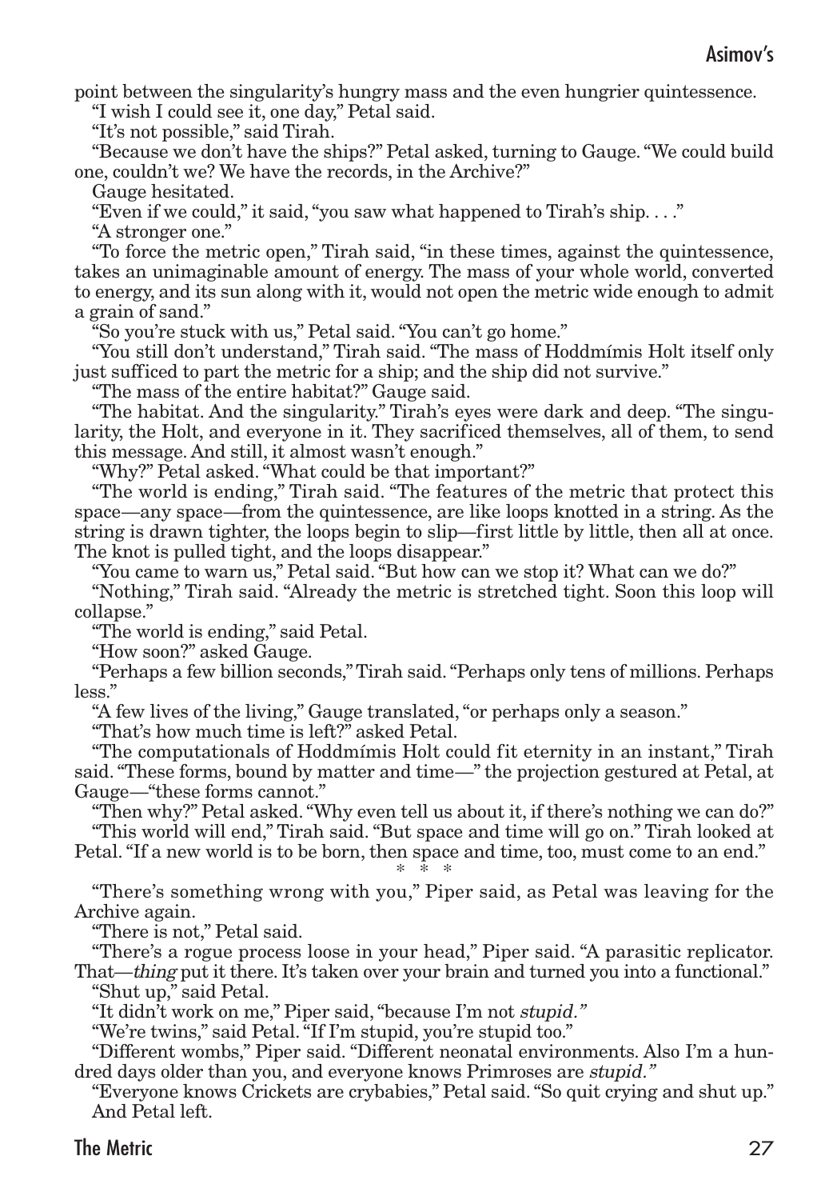point between the singularity's hungry mass and the even hungrier quintessence.

"I wish I could see it, one day," Petal said.

"It's not possible," said Tirah.

"Because we don't have the ships?" Petal asked, turning to Gauge. "We could build one, couldn't we? We have the records, in the Archive?"

Gauge hesitated.

"Even if we could," it said, "you saw what happened to Tirah's ship. . . ."

"A stronger one."

"To force the metric open," Tirah said, "in these times, against the quintessence, takes an unimaginable amount of energy. The mass of your whole world, converted to energy, and its sun along with it, would not open the metric wide enough to admit a grain of sand."

"So you're stuck with us," Petal said. "You can't go home."

"You still don't understand," Tirah said. "The mass of Hoddmímis Holt itself only just sufficed to part the metric for a ship; and the ship did not survive."

"The mass of the entire habitat?" Gauge said.

"The habitat. And the singularity." Tirah's eyes were dark and deep. "The singularity, the Holt, and everyone in it. They sacrificed themselves, all of them, to send this message. And still, it almost wasn't enough."

"Why?" Petal asked. "What could be that important?"

"The world is ending," Tirah said. "The features of the metric that protect this space—any space—from the quintessence, are like loops knotted in a string. As the string is drawn tighter, the loops begin to slip—first little by little, then all at once. The knot is pulled tight, and the loops disappear."

"You came to warn us," Petal said. "But how can we stop it? What can we do?"

"Nothing," Tirah said. "Already the metric is stretched tight. Soon this loop will collapse."

"The world is ending," said Petal.

"How soon?" asked Gauge.

"Perhaps a few billion seconds," Tirah said. "Perhaps only tens of millions. Perhaps less."

"A few lives of the living," Gauge translated, "or perhaps only a season."

"That's how much time is left?" asked Petal.

"The computationals of Hoddmímis Holt could fit eternity in an instant," Tirah said. "These forms, bound by matter and time—" the projection gestured at Petal, at Gauge—"these forms cannot."

"Then why?" Petal asked. "Why even tell us about it, if there's nothing we can do?"

"This world will end," Tirah said. "But space and time will go on." Tirah looked at Petal. "If a new world is to be born, then space and time, too, must come to an end."

\* \* \*

"There's something wrong with you," Piper said, as Petal was leaving for the Archive again.

"There is not," Petal said.

"There's a rogue process loose in your head," Piper said. "A parasitic replicator. That—*thing* put it there. It's taken over your brain and turned you into a functional."

"Shut up," said Petal.

"It didn't work on me," Piper said, "because I'm not *stupid."*

"We're twins," said Petal. "If I'm stupid, you're stupid too."

"Different wombs," Piper said. "Different neonatal environments. Also I'm a hundred days older than you, and everyone knows Primroses are *stupid."*

"Everyone knows Crickets are crybabies," Petal said. "So quit crying and shut up." And Petal left.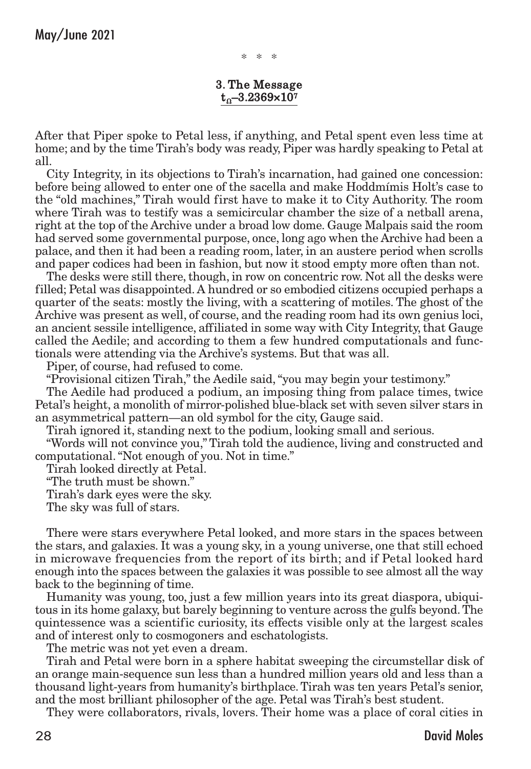\* \* \*

### 3. The Message

$t_{\Omega}$–$3.2369\times10^{7}$

After that Piper spoke to Petal less, if anything, and Petal spent even less time at home; and by the time Tirah's body was ready, Piper was hardly speaking to Petal at all.

City Integrity, in its objections to Tirah's incarnation, had gained one concession: before being allowed to enter one of the sacella and make Hoddmímis Holt's case to the "old machines," Tirah would first have to make it to City Authority. The room where Tirah was to testify was a semicircular chamber the size of a netball arena, right at the top of the Archive under a broad low dome. Gauge Malpais said the room had served some governmental purpose, once, long ago when the Archive had been a palace, and then it had been a reading room, later, in an austere period when scrolls and paper codices had been in fashion, but now it stood empty more often than not.

The desks were still there, though, in row on concentric row. Not all the desks were filled; Petal was disappointed. A hundred or so embodied citizens occupied perhaps a quarter of the seats: mostly the living, with a scattering of motiles. The ghost of the Archive was present as well, of course, and the reading room had its own genius loci, an ancient sessile intelligence, affiliated in some way with City Integrity, that Gauge called the Aedile; and according to them a few hundred computationals and functionals were attending via the Archive's systems. But that was all.

Piper, of course, had refused to come.

"Provisional citizen Tirah," the Aedile said, "you may begin your testimony."

The Aedile had produced a podium, an imposing thing from palace times, twice Petal's height, a monolith of mirror-polished blue-black set with seven silver stars in an asymmetrical pattern—an old symbol for the city, Gauge said.

Tirah ignored it, standing next to the podium, looking small and serious.

"Words will not convince you," Tirah told the audience, living and constructed and computational. "Not enough of you. Not in time."

Tirah looked directly at Petal.

"The truth must be shown."

Tirah's dark eyes were the sky.

The sky was full of stars.

There were stars everywhere Petal looked, and more stars in the spaces between the stars, and galaxies. It was a young sky, in a young universe, one that still echoed in microwave frequencies from the report of its birth; and if Petal looked hard enough into the spaces between the galaxies it was possible to see almost all the way back to the beginning of time.

Humanity was young, too, just a few million years into its great diaspora, ubiquitous in its home galaxy, but barely beginning to venture across the gulfs beyond. The quintessence was a scientific curiosity, its effects visible only at the largest scales and of interest only to cosmogoners and eschatologists.

The metric was not yet even a dream.

Tirah and Petal were born in a sphere habitat sweeping the circumstellar disk of an orange main-sequence sun less than a hundred million years old and less than a thousand light-years from humanity's birthplace. Tirah was ten years Petal's senior, and the most brilliant philosopher of the age. Petal was Tirah's best student.

They were collaborators, rivals, lovers. Their home was a place of coral cities in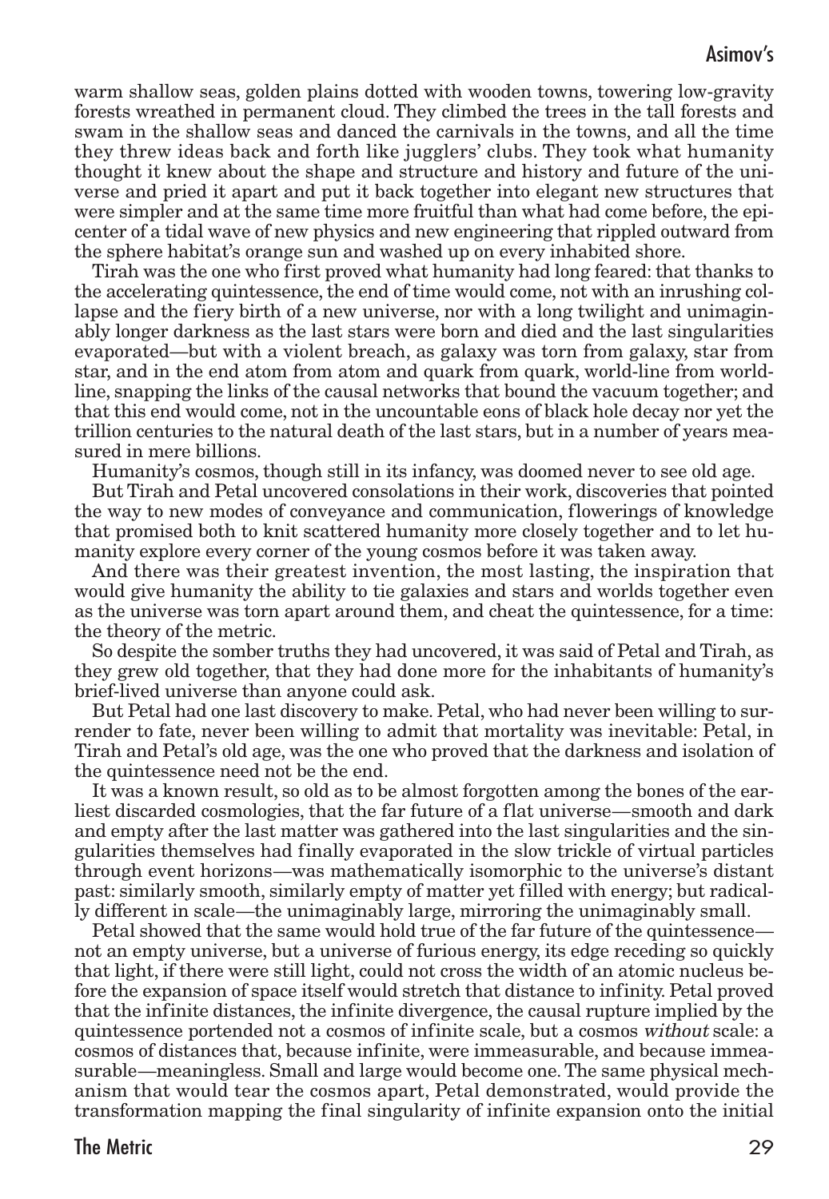warm shallow seas, golden plains dotted with wooden towns, towering low-gravity forests wreathed in permanent cloud. They climbed the trees in the tall forests and swam in the shallow seas and danced the carnivals in the towns, and all the time they threw ideas back and forth like jugglers' clubs. They took what humanity thought it knew about the shape and structure and history and future of the universe and pried it apart and put it back together into elegant new structures that were simpler and at the same time more fruitful than what had come before, the epicenter of a tidal wave of new physics and new engineering that rippled outward from the sphere habitat's orange sun and washed up on every inhabited shore.

Tirah was the one who first proved what humanity had long feared: that thanks to the accelerating quintessence, the end of time would come, not with an inrushing collapse and the fiery birth of a new universe, nor with a long twilight and unimaginably longer darkness as the last stars were born and died and the last singularities evaporated—but with a violent breach, as galaxy was torn from galaxy, star from star, and in the end atom from atom and quark from quark, world-line from world-line, snapping the links of the causal networks that bound the vacuum together; and that this end would come, not in the uncountable eons of black hole decay nor yet the trillion centuries to the natural death of the last stars, but in a number of years measured in mere billions.

Humanity's cosmos, though still in its infancy, was doomed never to see old age.

But Tirah and Petal uncovered consolations in their work, discoveries that pointed the way to new modes of conveyance and communication, flowerings of knowledge that promised both to knit scattered humanity more closely together and to let humanity explore every corner of the young cosmos before it was taken away.

And there was their greatest invention, the most lasting, the inspiration that would give humanity the ability to tie galaxies and stars and worlds together even as the universe was torn apart around them, and cheat the quintessence, for a time: the theory of the metric.

So despite the somber truths they had uncovered, it was said of Petal and Tirah, as they grew old together, that they had done more for the inhabitants of humanity's brief-lived universe than anyone could ask.

But Petal had one last discovery to make. Petal, who had never been willing to surrender to fate, never been willing to admit that mortality was inevitable: Petal, in Tirah and Petal's old age, was the one who proved that the darkness and isolation of the quintessence need not be the end.

It was a known result, so old as to be almost forgotten among the bones of the earliest discarded cosmologies, that the far future of a flat universe—smooth and dark and empty after the last matter was gathered into the last singularities and the singularities themselves had finally evaporated in the slow trickle of virtual particles through event horizons—was mathematically isomorphic to the universe's distant past: similarly smooth, similarly empty of matter yet filled with energy; but radically different in scale—the unimaginably large, mirroring the unimaginably small.

Petal showed that the same would hold true of the far future of the quintessence—not an empty universe, but a universe of furious energy, its edge receding so quickly that light, if there were still light, could not cross the width of an atomic nucleus before the expansion of space itself would stretch that distance to infinity. Petal proved that the infinite distances, the infinite divergence, the causal rupture implied by the quintessence portended not a cosmos of infinite scale, but a cosmos *without* scale: a cosmos of distances that, because infinite, were immeasurable, and because immeasurable—meaningless. Small and large would become one. The same physical mechanism that would tear the cosmos apart, Petal demonstrated, would provide the transformation mapping the final singularity of infinite expansion onto the initial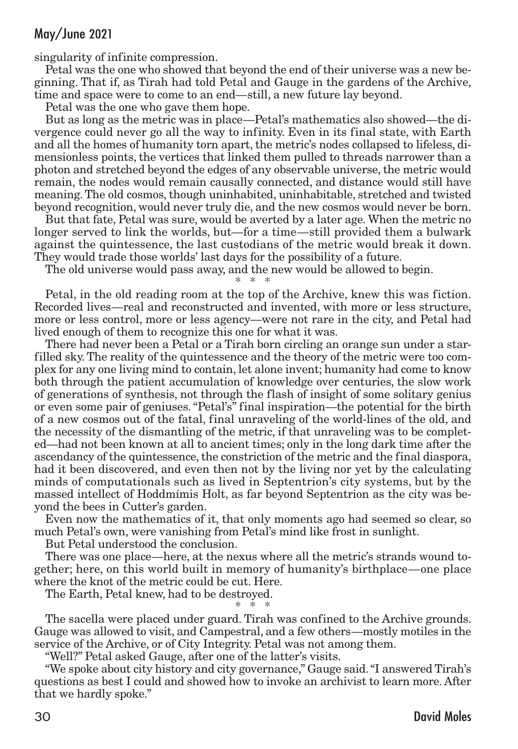singularity of infinite compression.

Petal was the one who showed that beyond the end of their universe was a new beginning. That if, as Tirah had told Petal and Gauge in the gardens of the Archive, time and space were to come to an end—still, a new future lay beyond.

Petal was the one who gave them hope.

But as long as the metric was in place—Petal's mathematics also showed—the divergence could never go all the way to infinity. Even in its final state, with Earth and all the homes of humanity torn apart, the metric's nodes collapsed to lifeless, dimensionless points, the vertices that linked them pulled to threads narrower than a photon and stretched beyond the edges of any observable universe, the metric would remain, the nodes would remain causally connected, and distance would still have meaning. The old cosmos, though uninhabited, uninhabitable, stretched and twisted beyond recognition, would never truly die, and the new cosmos would never be born.

But that fate, Petal was sure, would be averted by a later age. When the metric no longer served to link the worlds, but—for a time—still provided them a bulwark against the quintessence, the last custodians of the metric would break it down. They would trade those worlds' last days for the possibility of a future.

The old universe would pass away, and the new would be allowed to begin.

\* \* \*

Petal, in the old reading room at the top of the Archive, knew this was fiction. Recorded lives—real and reconstructed and invented, with more or less structure, more or less control, more or less agency—were not rare in the city, and Petal had lived enough of them to recognize this one for what it was.

There had never been a Petal or a Tirah born circling an orange sun under a star-filled sky. The reality of the quintessence and the theory of the metric were too complex for any one living mind to contain, let alone invent; humanity had come to know both through the patient accumulation of knowledge over centuries, the slow work of generations of synthesis, not through the flash of insight of some solitary genius or even some pair of geniuses. "Petal's" final inspiration—the potential for the birth of a new cosmos out of the fatal, final unraveling of the world-lines of the old, and the necessity of the dismantling of the metric, if that unraveling was to be completed—had not been known at all to ancient times; only in the long dark time after the ascendancy of the quintessence, the constriction of the metric and the final diaspora, had it been discovered, and even then not by the living nor yet by the calculating minds of computationals such as lived in Septentrion's city systems, but by the massed intellect of Hoddmímis Holt, as far beyond Septentrion as the city was beyond the bees in Cutter's garden.

Even now the mathematics of it, that only moments ago had seemed so clear, so much Petal's own, were vanishing from Petal's mind like frost in sunlight.

But Petal understood the conclusion.

There was one place—here, at the nexus where all the metric's strands wound together; here, on this world built in memory of humanity's birthplace—one place where the knot of the metric could be cut. Here.

The Earth, Petal knew, had to be destroyed.

\* \* \*

The sacella were placed under guard. Tirah was confined to the Archive grounds. Gauge was allowed to visit, and Campestral, and a few others—mostly motiles in the service of the Archive, or of City Integrity. Petal was not among them.

"Well?" Petal asked Gauge, after one of the latter's visits.

"We spoke about city history and city governance," Gauge said. "I answered Tirah's questions as best I could and showed how to invoke an archivist to learn more. After that we hardly spoke."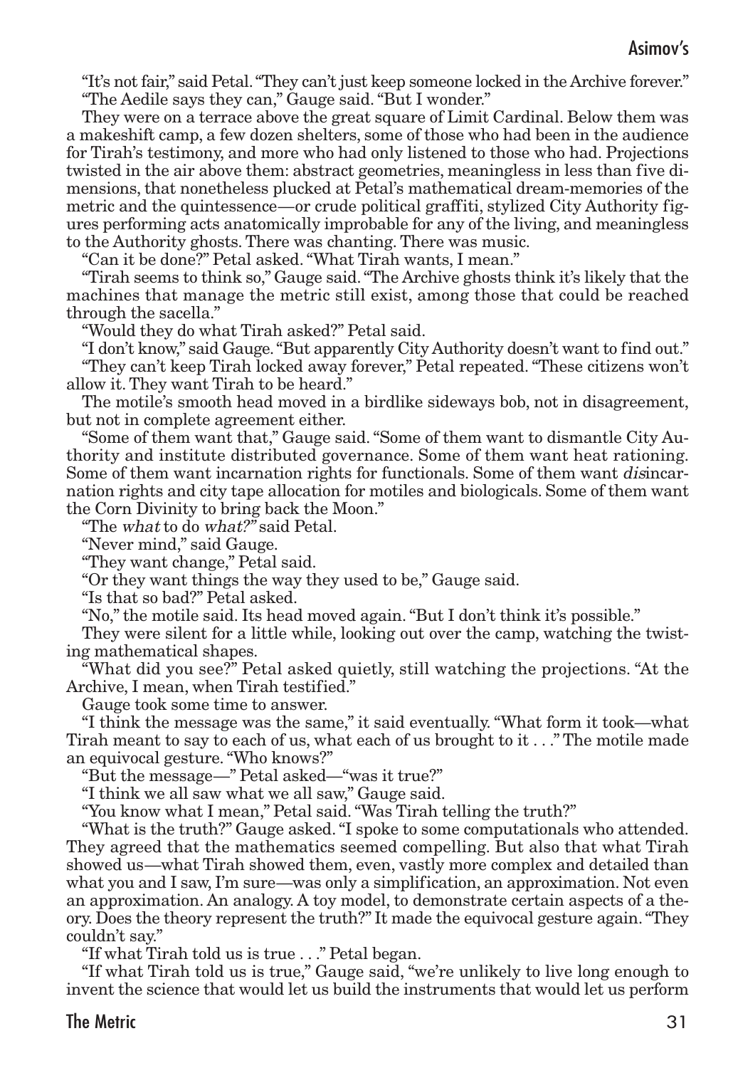"It's not fair," said Petal. "They can't just keep someone locked in the Archive forever."

"The Aedile says they can," Gauge said. "But I wonder."

They were on a terrace above the great square of Limit Cardinal. Below them was a makeshift camp, a few dozen shelters, some of those who had been in the audience for Tirah's testimony, and more who had only listened to those who had. Projections twisted in the air above them: abstract geometries, meaningless in less than five dimensions, that nonetheless plucked at Petal's mathematical dream-memories of the metric and the quintessence—or crude political graffiti, stylized City Authority figures performing acts anatomically improbable for any of the living, and meaningless to the Authority ghosts. There was chanting. There was music.

"Can it be done?" Petal asked. "What Tirah wants, I mean."

"Tirah seems to think so," Gauge said. "The Archive ghosts think it's likely that the machines that manage the metric still exist, among those that could be reached through the sacella."

"Would they do what Tirah asked?" Petal said.

"I don't know," said Gauge. "But apparently City Authority doesn't want to find out."

"They can't keep Tirah locked away forever," Petal repeated. "These citizens won't allow it. They want Tirah to be heard."

The motile's smooth head moved in a birdlike sideways bob, not in disagreement, but not in complete agreement either.

"Some of them want that," Gauge said. "Some of them want to dismantle City Authority and institute distributed governance. Some of them want heat rationing. Some of them want incarnation rights for functionals. Some of them want *dis*incarnation rights and city tape allocation for motiles and biologicals. Some of them want the Corn Divinity to bring back the Moon."

"The *what* to do *what?"* said Petal.

"Never mind," said Gauge.

"They want change," Petal said.

"Or they want things the way they used to be," Gauge said.

"Is that so bad?" Petal asked.

"No," the motile said. Its head moved again. "But I don't think it's possible."

They were silent for a little while, looking out over the camp, watching the twisting mathematical shapes.

"What did you see?" Petal asked quietly, still watching the projections. "At the Archive, I mean, when Tirah testified."

Gauge took some time to answer.

"I think the message was the same," it said eventually. "What form it took—what Tirah meant to say to each of us, what each of us brought to it . . ." The motile made an equivocal gesture. "Who knows?"

"But the message—" Petal asked—"was it true?"

"I think we all saw what we all saw," Gauge said.

"You know what I mean," Petal said. "Was Tirah telling the truth?"

"What is the truth?" Gauge asked. "I spoke to some computationals who attended. They agreed that the mathematics seemed compelling. But also that what Tirah showed us—what Tirah showed them, even, vastly more complex and detailed than what you and I saw, I'm sure—was only a simplification, an approximation. Not even an approximation. An analogy. A toy model, to demonstrate certain aspects of a theory. Does the theory represent the truth?" It made the equivocal gesture again. "They couldn't say."

"If what Tirah told us is true . . ." Petal began.

"If what Tirah told us is true," Gauge said, "we're unlikely to live long enough to invent the science that would let us build the instruments that would let us perform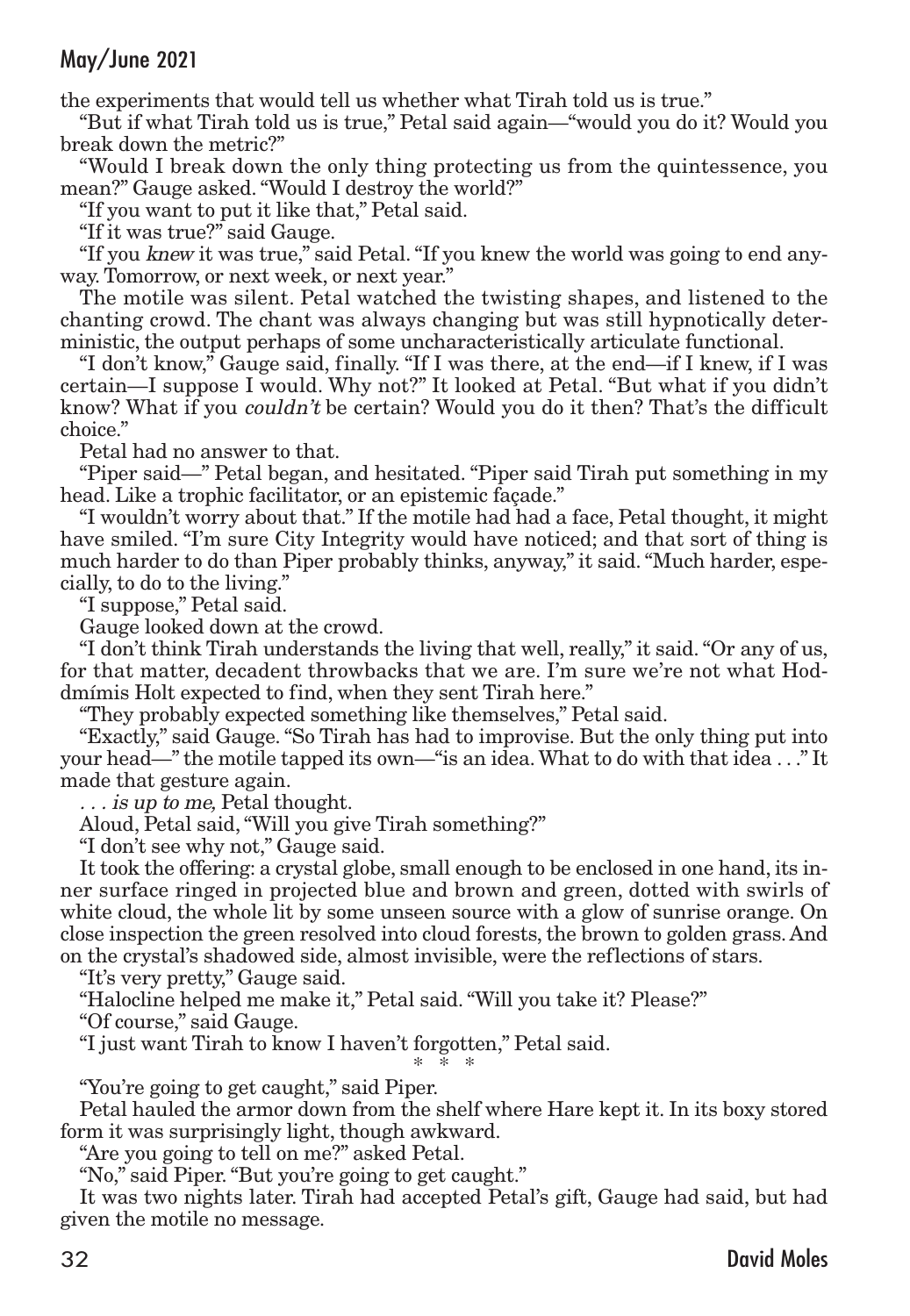the experiments that would tell us whether what Tirah told us is true."

"But if what Tirah told us is true," Petal said again—"would you do it? Would you break down the metric?"

"Would I break down the only thing protecting us from the quintessence, you mean?" Gauge asked. "Would I destroy the world?"

"If you want to put it like that," Petal said.

"If it was true?" said Gauge.

"If you *knew* it was true," said Petal. "If you knew the world was going to end anyway. Tomorrow, or next week, or next year."

The motile was silent. Petal watched the twisting shapes, and listened to the chanting crowd. The chant was always changing but was still hypnotically deterministic, the output perhaps of some uncharacteristically articulate functional.

"I don't know," Gauge said, finally. "If I was there, at the end—if I knew, if I was certain—I suppose I would. Why not?" It looked at Petal. "But what if you didn't know? What if you *couldn't* be certain? Would you do it then? That's the difficult choice."

Petal had no answer to that.

"Piper said—" Petal began, and hesitated. "Piper said Tirah put something in my head. Like a trophic facilitator, or an epistemic façade."

"I wouldn't worry about that." If the motile had had a face, Petal thought, it might have smiled. "I'm sure City Integrity would have noticed; and that sort of thing is much harder to do than Piper probably thinks, anyway," it said. "Much harder, especially, to do to the living."

"I suppose," Petal said.

Gauge looked down at the crowd.

"I don't think Tirah understands the living that well, really," it said. "Or any of us, for that matter, decadent throwbacks that we are. I'm sure we're not what Hoddmímis Holt expected to find, when they sent Tirah here."

"They probably expected something like themselves," Petal said.

"Exactly," said Gauge. "So Tirah has had to improvise. But the only thing put into your head—" the motile tapped its own—"is an idea. What to do with that idea . . ." It made that gesture again.

*. . . is up to me,* Petal thought.

Aloud, Petal said, "Will you give Tirah something?"

"I don't see why not," Gauge said.

It took the offering: a crystal globe, small enough to be enclosed in one hand, its inner surface ringed in projected blue and brown and green, dotted with swirls of white cloud, the whole lit by some unseen source with a glow of sunrise orange. On close inspection the green resolved into cloud forests, the brown to golden grass. And on the crystal's shadowed side, almost invisible, were the reflections of stars.

"It's very pretty," Gauge said.

"Halocline helped me make it," Petal said. "Will you take it? Please?"

"Of course," said Gauge.

"I just want Tirah to know I haven't forgotten," Petal said.

\* \* \*

"You're going to get caught," said Piper.

Petal hauled the armor down from the shelf where Hare kept it. In its boxy stored form it was surprisingly light, though awkward.

"Are you going to tell on me?" asked Petal.

"No," said Piper. "But you're going to get caught."

It was two nights later. Tirah had accepted Petal's gift, Gauge had said, but had given the motile no message.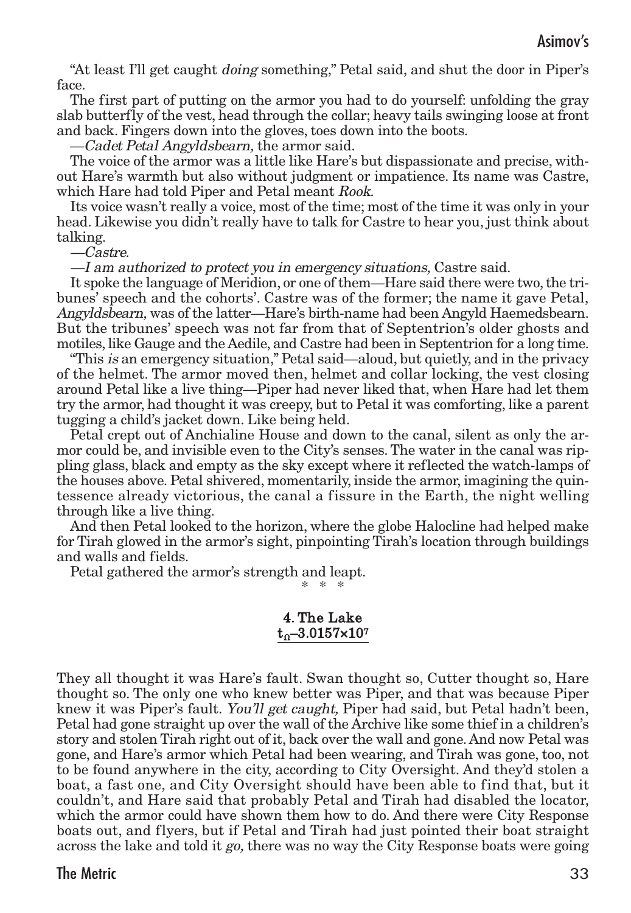"At least I'll get caught *doing* something," Petal said, and shut the door in Piper's face.

The first part of putting on the armor you had to do yourself: unfolding the gray slab butterfly of the vest, head through the collar; heavy tails swinging loose at front and back. Fingers down into the gloves, toes down into the boots.

—*Cadet Petal Angyldsbearn,* the armor said.

The voice of the armor was a little like Hare's but dispassionate and precise, without Hare's warmth but also without judgment or impatience. Its name was Castre, which Hare had told Piper and Petal meant *Rook.*

Its voice wasn't really a voice, most of the time; most of the time it was only in your head. Likewise you didn't really have to talk for Castre to hear you, just think about talking.

—*Castre.*

—*I am authorized to protect you in emergency situations,* Castre said.

It spoke the language of Meridion, or one of them—Hare said there were two, the tribunes' speech and the cohorts'. Castre was of the former; the name it gave Petal, *Angyldsbearn,* was of the latter—Hare's birth-name had been Angyld Haemedsbearn. But the tribunes' speech was not far from that of Septentrion's older ghosts and motiles, like Gauge and the Aedile, and Castre had been in Septentrion for a long time.

"This *is* an emergency situation," Petal said—aloud, but quietly, and in the privacy of the helmet. The armor moved then, helmet and collar locking, the vest closing around Petal like a live thing—Piper had never liked that, when Hare had let them try the armor, had thought it was creepy, but to Petal it was comforting, like a parent tugging a child's jacket down. Like being held.

Petal crept out of Anchialine House and down to the canal, silent as only the armor could be, and invisible even to the City's senses. The water in the canal was rippling glass, black and empty as the sky except where it reflected the watch-lamps of the houses above. Petal shivered, momentarily, inside the armor, imagining the quintessence already victorious, the canal a fissure in the Earth, the night welling through like a live thing.

And then Petal looked to the horizon, where the globe Halocline had helped make for Tirah glowed in the armor's sight, pinpointing Tirah's location through buildings and walls and fields.

Petal gathered the armor's strength and leapt.

\* \* \*

## 4. The Lake
### $t_\Omega$–$3.0157\times10^7$

They all thought it was Hare's fault. Swan thought so, Cutter thought so, Hare thought so. The only one who knew better was Piper, and that was because Piper knew it was Piper's fault. *You'll get caught,* Piper had said, but Petal hadn't been, Petal had gone straight up over the wall of the Archive like some thief in a children's story and stolen Tirah right out of it, back over the wall and gone. And now Petal was gone, and Hare's armor which Petal had been wearing, and Tirah was gone, too, not to be found anywhere in the city, according to City Oversight. And they'd stolen a boat, a fast one, and City Oversight should have been able to find that, but it couldn't, and Hare said that probably Petal and Tirah had disabled the locator, which the armor could have shown them how to do. And there were City Response boats out, and flyers, but if Petal and Tirah had just pointed their boat straight across the lake and told it *go,* there was no way the City Response boats were going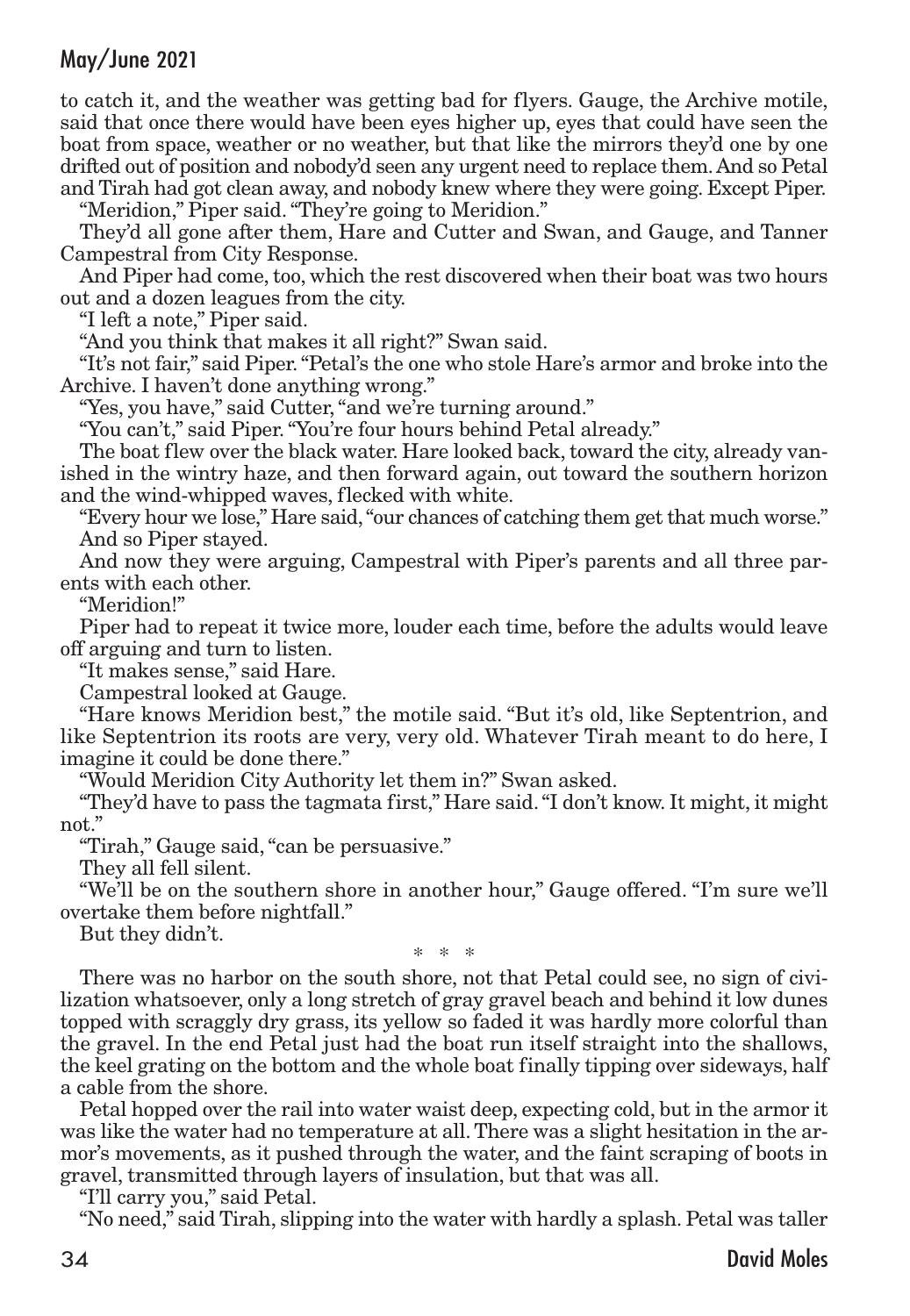to catch it, and the weather was getting bad for flyers. Gauge, the Archive motile, said that once there would have been eyes higher up, eyes that could have seen the boat from space, weather or no weather, but that like the mirrors they'd one by one drifted out of position and nobody'd seen any urgent need to replace them. And so Petal and Tirah had got clean away, and nobody knew where they were going. Except Piper.

"Meridion," Piper said. "They're going to Meridion."

They'd all gone after them, Hare and Cutter and Swan, and Gauge, and Tanner Campestral from City Response.

And Piper had come, too, which the rest discovered when their boat was two hours out and a dozen leagues from the city.

"I left a note," Piper said.

"And you think that makes it all right?" Swan said.

"It's not fair," said Piper. "Petal's the one who stole Hare's armor and broke into the Archive. I haven't done anything wrong."

"Yes, you have," said Cutter, "and we're turning around."

"You can't," said Piper. "You're four hours behind Petal already."

The boat flew over the black water. Hare looked back, toward the city, already vanished in the wintry haze, and then forward again, out toward the southern horizon and the wind-whipped waves, flecked with white.

"Every hour we lose," Hare said, "our chances of catching them get that much worse."

And so Piper stayed.

And now they were arguing, Campestral with Piper's parents and all three parents with each other.

"Meridion!"

Piper had to repeat it twice more, louder each time, before the adults would leave off arguing and turn to listen.

"It makes sense," said Hare.

Campestral looked at Gauge.

"Hare knows Meridion best," the motile said. "But it's old, like Septentrion, and like Septentrion its roots are very, very old. Whatever Tirah meant to do here, I imagine it could be done there."

"Would Meridion City Authority let them in?" Swan asked.

"They'd have to pass the tagmata first," Hare said. "I don't know. It might, it might not."

"Tirah," Gauge said, "can be persuasive."

They all fell silent.

"We'll be on the southern shore in another hour," Gauge offered. "I'm sure we'll overtake them before nightfall."

But they didn't.

\* \* \*

There was no harbor on the south shore, not that Petal could see, no sign of civilization whatsoever, only a long stretch of gray gravel beach and behind it low dunes topped with scraggly dry grass, its yellow so faded it was hardly more colorful than the gravel. In the end Petal just had the boat run itself straight into the shallows, the keel grating on the bottom and the whole boat finally tipping over sideways, half a cable from the shore.

Petal hopped over the rail into water waist deep, expecting cold, but in the armor it was like the water had no temperature at all. There was a slight hesitation in the armor's movements, as it pushed through the water, and the faint scraping of boots in gravel, transmitted through layers of insulation, but that was all.

"I'll carry you," said Petal.

"No need," said Tirah, slipping into the water with hardly a splash. Petal was taller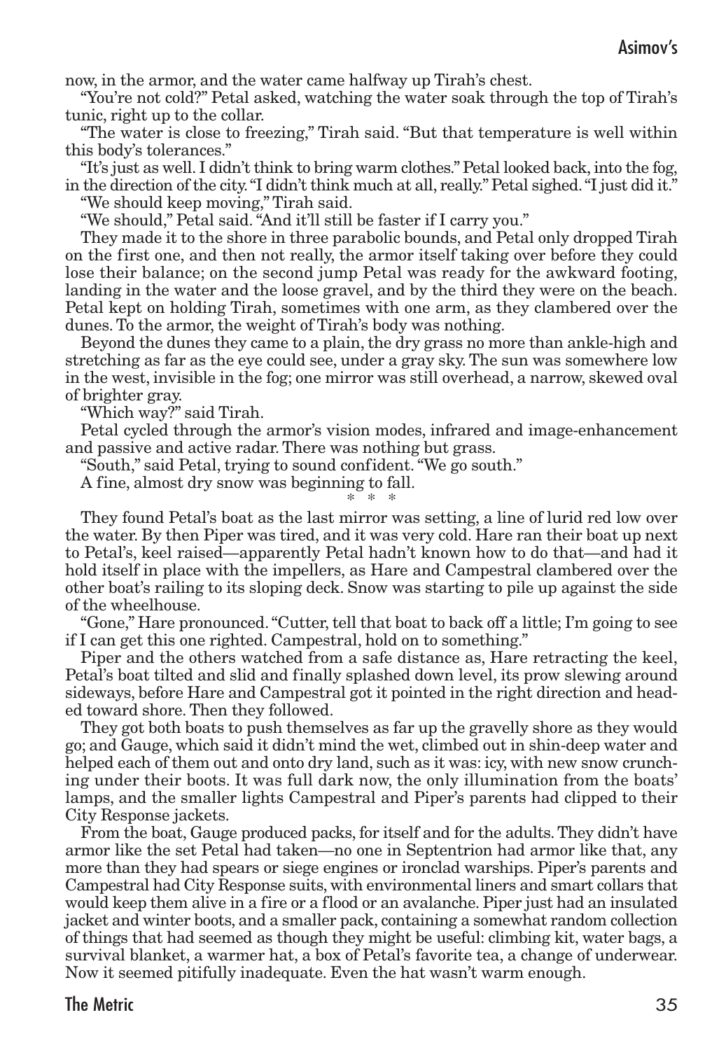now, in the armor, and the water came halfway up Tirah's chest.

"You're not cold?" Petal asked, watching the water soak through the top of Tirah's tunic, right up to the collar.

"The water is close to freezing," Tirah said. "But that temperature is well within this body's tolerances."

"It's just as well. I didn't think to bring warm clothes." Petal looked back, into the fog, in the direction of the city. "I didn't think much at all, really." Petal sighed. "I just did it."

"We should keep moving," Tirah said.

"We should," Petal said. "And it'll still be faster if I carry you."

They made it to the shore in three parabolic bounds, and Petal only dropped Tirah on the first one, and then not really, the armor itself taking over before they could lose their balance; on the second jump Petal was ready for the awkward footing, landing in the water and the loose gravel, and by the third they were on the beach. Petal kept on holding Tirah, sometimes with one arm, as they clambered over the dunes. To the armor, the weight of Tirah's body was nothing.

Beyond the dunes they came to a plain, the dry grass no more than ankle-high and stretching as far as the eye could see, under a gray sky. The sun was somewhere low in the west, invisible in the fog; one mirror was still overhead, a narrow, skewed oval of brighter gray.

"Which way?" said Tirah.

Petal cycled through the armor's vision modes, infrared and image-enhancement and passive and active radar. There was nothing but grass.

"South," said Petal, trying to sound confident. "We go south."

A fine, almost dry snow was beginning to fall.

\* \* \*

They found Petal's boat as the last mirror was setting, a line of lurid red low over the water. By then Piper was tired, and it was very cold. Hare ran their boat up next to Petal's, keel raised—apparently Petal hadn't known how to do that—and had it hold itself in place with the impellers, as Hare and Campestral clambered over the other boat's railing to its sloping deck. Snow was starting to pile up against the side of the wheelhouse.

"Gone," Hare pronounced. "Cutter, tell that boat to back off a little; I'm going to see if I can get this one righted. Campestral, hold on to something."

Piper and the others watched from a safe distance as, Hare retracting the keel, Petal's boat tilted and slid and finally splashed down level, its prow slewing around sideways, before Hare and Campestral got it pointed in the right direction and headed toward shore. Then they followed.

They got both boats to push themselves as far up the gravelly shore as they would go; and Gauge, which said it didn't mind the wet, climbed out in shin-deep water and helped each of them out and onto dry land, such as it was: icy, with new snow crunching under their boots. It was full dark now, the only illumination from the boats' lamps, and the smaller lights Campestral and Piper's parents had clipped to their City Response jackets.

From the boat, Gauge produced packs, for itself and for the adults. They didn't have armor like the set Petal had taken—no one in Septentrion had armor like that, any more than they had spears or siege engines or ironclad warships. Piper's parents and Campestral had City Response suits, with environmental liners and smart collars that would keep them alive in a fire or a flood or an avalanche. Piper just had an insulated jacket and winter boots, and a smaller pack, containing a somewhat random collection of things that had seemed as though they might be useful: climbing kit, water bags, a survival blanket, a warmer hat, a box of Petal's favorite tea, a change of underwear. Now it seemed pitifully inadequate. Even the hat wasn't warm enough.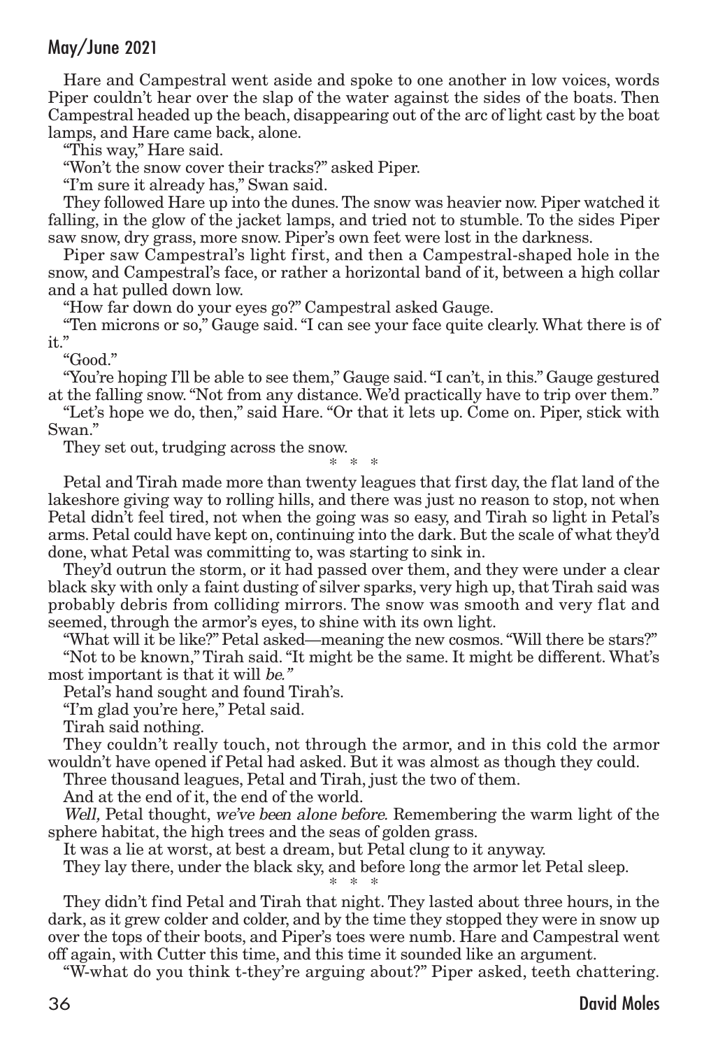Hare and Campestral went aside and spoke to one another in low voices, words Piper couldn't hear over the slap of the water against the sides of the boats. Then Campestral headed up the beach, disappearing out of the arc of light cast by the boat lamps, and Hare came back, alone.

"This way," Hare said.

"Won't the snow cover their tracks?" asked Piper.

"I'm sure it already has," Swan said.

They followed Hare up into the dunes. The snow was heavier now. Piper watched it falling, in the glow of the jacket lamps, and tried not to stumble. To the sides Piper saw snow, dry grass, more snow. Piper's own feet were lost in the darkness.

Piper saw Campestral's light first, and then a Campestral-shaped hole in the snow, and Campestral's face, or rather a horizontal band of it, between a high collar and a hat pulled down low.

"How far down do your eyes go?" Campestral asked Gauge.

"Ten microns or so," Gauge said. "I can see your face quite clearly. What there is of it."

"Good."

"You're hoping I'll be able to see them," Gauge said. "I can't, in this." Gauge gestured at the falling snow. "Not from any distance. We'd practically have to trip over them."

"Let's hope we do, then," said Hare. "Or that it lets up. Come on. Piper, stick with Swan."

They set out, trudging across the snow.

\* \* \*

Petal and Tirah made more than twenty leagues that first day, the flat land of the lakeshore giving way to rolling hills, and there was just no reason to stop, not when Petal didn't feel tired, not when the going was so easy, and Tirah so light in Petal's arms. Petal could have kept on, continuing into the dark. But the scale of what they'd done, what Petal was committing to, was starting to sink in.

They'd outrun the storm, or it had passed over them, and they were under a clear black sky with only a faint dusting of silver sparks, very high up, that Tirah said was probably debris from colliding mirrors. The snow was smooth and very flat and seemed, through the armor's eyes, to shine with its own light.

"What will it be like?" Petal asked—meaning the new cosmos. "Will there be stars?"

"Not to be known," Tirah said. "It might be the same. It might be different. What's most important is that it will *be.*"

Petal's hand sought and found Tirah's.

"I'm glad you're here," Petal said.

Tirah said nothing.

They couldn't really touch, not through the armor, and in this cold the armor wouldn't have opened if Petal had asked. But it was almost as though they could.

Three thousand leagues, Petal and Tirah, just the two of them.

And at the end of it, the end of the world.

*Well,* Petal thought, *we've been alone before.* Remembering the warm light of the sphere habitat, the high trees and the seas of golden grass.

It was a lie at worst, at best a dream, but Petal clung to it anyway.

They lay there, under the black sky, and before long the armor let Petal sleep.

\* \* \*

They didn't find Petal and Tirah that night. They lasted about three hours, in the dark, as it grew colder and colder, and by the time they stopped they were in snow up over the tops of their boots, and Piper's toes were numb. Hare and Campestral went off again, with Cutter this time, and this time it sounded like an argument.

"W-what do you think t-they're arguing about?" Piper asked, teeth chattering.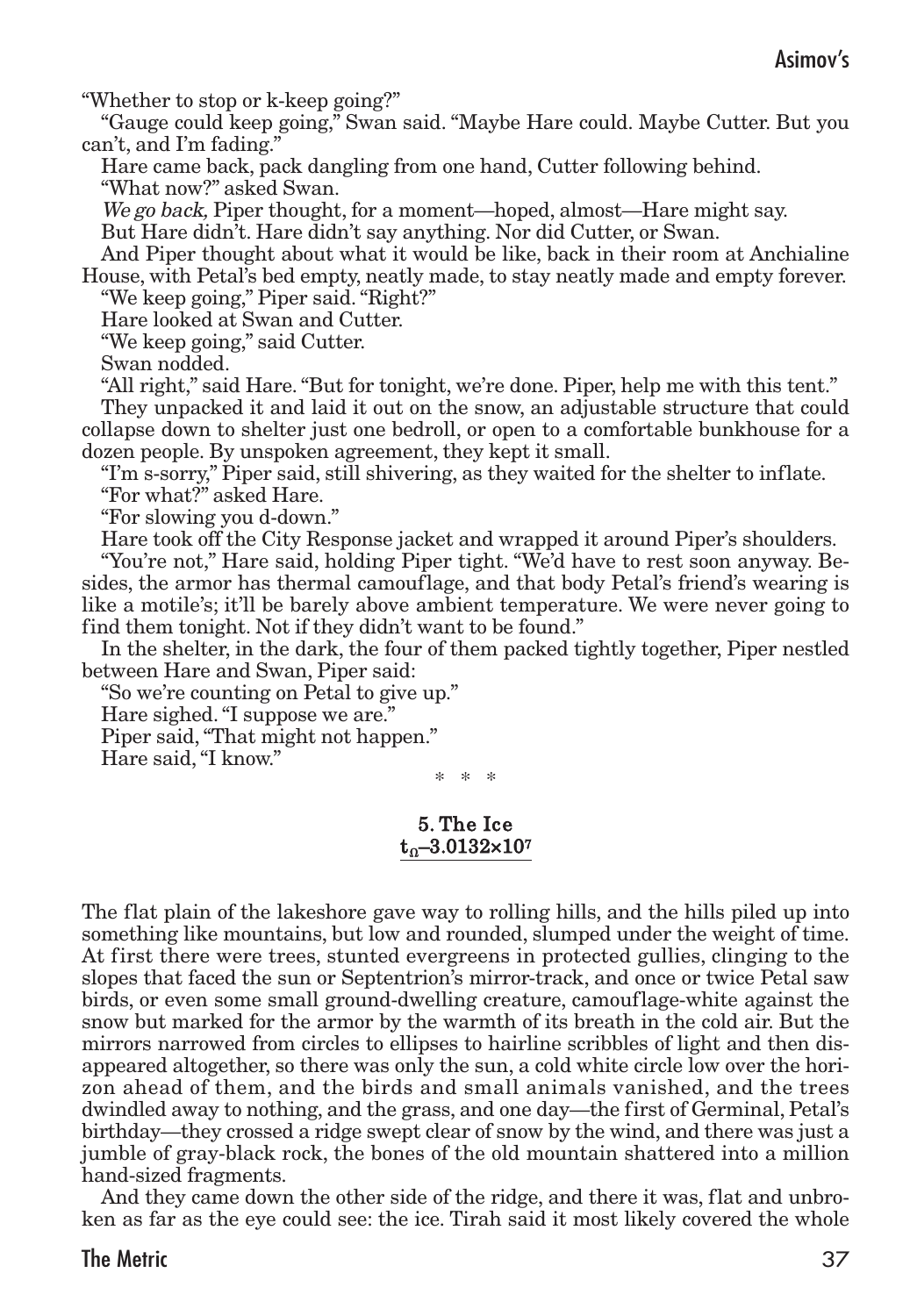"Whether to stop or k-keep going?"

"Gauge could keep going," Swan said. "Maybe Hare could. Maybe Cutter. But you can't, and I'm fading."

Hare came back, pack dangling from one hand, Cutter following behind.

"What now?" asked Swan.

*We go back,* Piper thought, for a moment—hoped, almost—Hare might say.

But Hare didn't. Hare didn't say anything. Nor did Cutter, or Swan.

And Piper thought about what it would be like, back in their room at Anchialine House, with Petal's bed empty, neatly made, to stay neatly made and empty forever.

"We keep going," Piper said. "Right?"

Hare looked at Swan and Cutter.

"We keep going," said Cutter.

Swan nodded.

"All right," said Hare. "But for tonight, we're done. Piper, help me with this tent."

They unpacked it and laid it out on the snow, an adjustable structure that could collapse down to shelter just one bedroll, or open to a comfortable bunkhouse for a dozen people. By unspoken agreement, they kept it small.

"I'm s-sorry," Piper said, still shivering, as they waited for the shelter to inflate.

"For what?" asked Hare.

"For slowing you d-down."

Hare took off the City Response jacket and wrapped it around Piper's shoulders.

"You're not," Hare said, holding Piper tight. "We'd have to rest soon anyway. Besides, the armor has thermal camouflage, and that body Petal's friend's wearing is like a motile's; it'll be barely above ambient temperature. We were never going to find them tonight. Not if they didn't want to be found."

In the shelter, in the dark, the four of them packed tightly together, Piper nestled between Hare and Swan, Piper said:

"So we're counting on Petal to give up."

Hare sighed. "I suppose we are."

Piper said, "That might not happen."

Hare said, "I know."

\* \* \*

## 5. The Ice
## $t_{\Omega}$–$3.0132\times10^{7}$

The flat plain of the lakeshore gave way to rolling hills, and the hills piled up into something like mountains, but low and rounded, slumped under the weight of time. At first there were trees, stunted evergreens in protected gullies, clinging to the slopes that faced the sun or Septentrion's mirror-track, and once or twice Petal saw birds, or even some small ground-dwelling creature, camouflage-white against the snow but marked for the armor by the warmth of its breath in the cold air. But the mirrors narrowed from circles to ellipses to hairline scribbles of light and then disappeared altogether, so there was only the sun, a cold white circle low over the horizon ahead of them, and the birds and small animals vanished, and the trees dwindled away to nothing, and the grass, and one day—the first of Germinal, Petal's birthday—they crossed a ridge swept clear of snow by the wind, and there was just a jumble of gray-black rock, the bones of the old mountain shattered into a million hand-sized fragments.

And they came down the other side of the ridge, and there it was, flat and unbroken as far as the eye could see: the ice. Tirah said it most likely covered the whole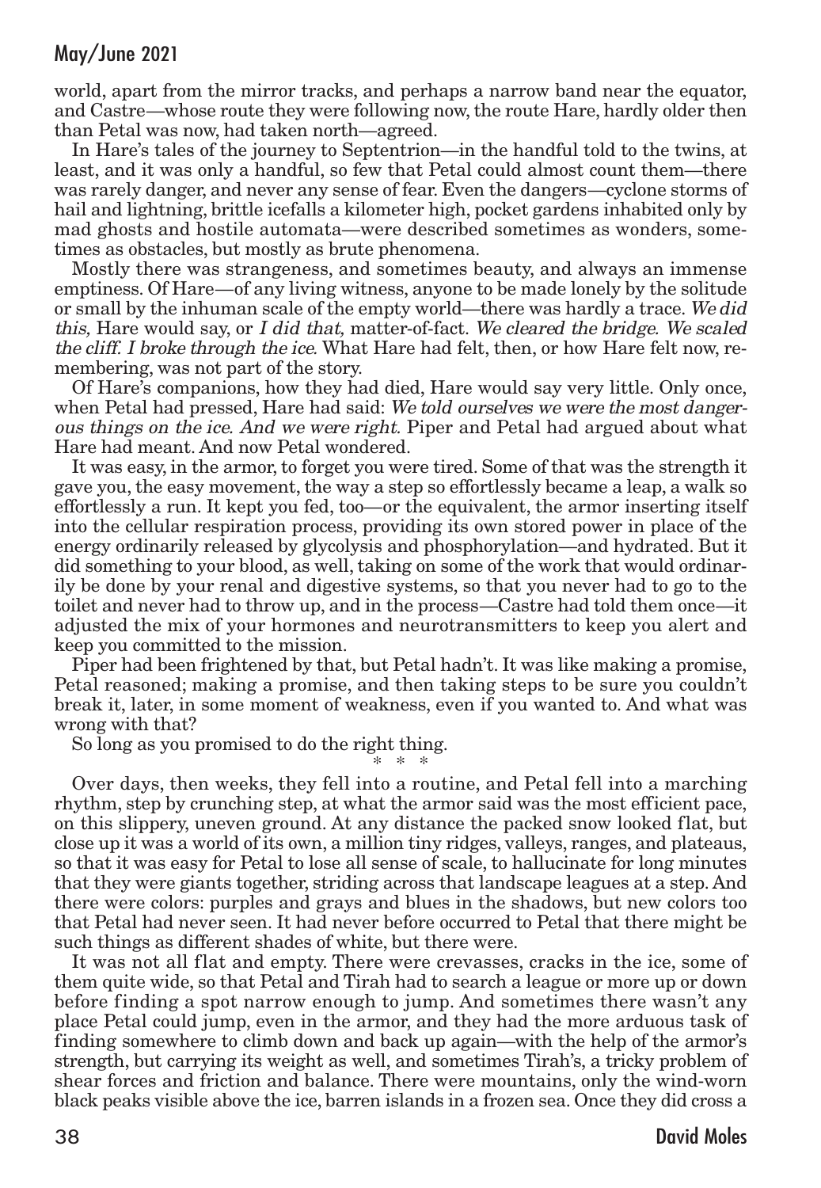world, apart from the mirror tracks, and perhaps a narrow band near the equator, and Castre—whose route they were following now, the route Hare, hardly older then than Petal was now, had taken north—agreed.

In Hare's tales of the journey to Septentrion—in the handful told to the twins, at least, and it was only a handful, so few that Petal could almost count them—there was rarely danger, and never any sense of fear. Even the dangers—cyclone storms of hail and lightning, brittle icefalls a kilometer high, pocket gardens inhabited only by mad ghosts and hostile automata—were described sometimes as wonders, sometimes as obstacles, but mostly as brute phenomena.

Mostly there was strangeness, and sometimes beauty, and always an immense emptiness. Of Hare—of any living witness, anyone to be made lonely by the solitude or small by the inhuman scale of the empty world—there was hardly a trace. *We did this,* Hare would say, or *I did that,* matter-of-fact. *We cleared the bridge. We scaled the cliff. I broke through the ice.* What Hare had felt, then, or how Hare felt now, remembering, was not part of the story.

Of Hare's companions, how they had died, Hare would say very little. Only once, when Petal had pressed, Hare had said: *We told ourselves we were the most dangerous things on the ice. And we were right.* Piper and Petal had argued about what Hare had meant. And now Petal wondered.

It was easy, in the armor, to forget you were tired. Some of that was the strength it gave you, the easy movement, the way a step so effortlessly became a leap, a walk so effortlessly a run. It kept you fed, too—or the equivalent, the armor inserting itself into the cellular respiration process, providing its own stored power in place of the energy ordinarily released by glycolysis and phosphorylation—and hydrated. But it did something to your blood, as well, taking on some of the work that would ordinarily be done by your renal and digestive systems, so that you never had to go to the toilet and never had to throw up, and in the process—Castre had told them once—it adjusted the mix of your hormones and neurotransmitters to keep you alert and keep you committed to the mission.

Piper had been frightened by that, but Petal hadn't. It was like making a promise, Petal reasoned; making a promise, and then taking steps to be sure you couldn't break it, later, in some moment of weakness, even if you wanted to. And what was wrong with that?

So long as you promised to do the right thing.

\* \* \*

Over days, then weeks, they fell into a routine, and Petal fell into a marching rhythm, step by crunching step, at what the armor said was the most efficient pace, on this slippery, uneven ground. At any distance the packed snow looked flat, but close up it was a world of its own, a million tiny ridges, valleys, ranges, and plateaus, so that it was easy for Petal to lose all sense of scale, to hallucinate for long minutes that they were giants together, striding across that landscape leagues at a step. And there were colors: purples and grays and blues in the shadows, but new colors too that Petal had never seen. It had never before occurred to Petal that there might be such things as different shades of white, but there were.

It was not all flat and empty. There were crevasses, cracks in the ice, some of them quite wide, so that Petal and Tirah had to search a league or more up or down before finding a spot narrow enough to jump. And sometimes there wasn't any place Petal could jump, even in the armor, and they had the more arduous task of finding somewhere to climb down and back up again—with the help of the armor's strength, but carrying its weight as well, and sometimes Tirah's, a tricky problem of shear forces and friction and balance. There were mountains, only the wind-worn black peaks visible above the ice, barren islands in a frozen sea. Once they did cross a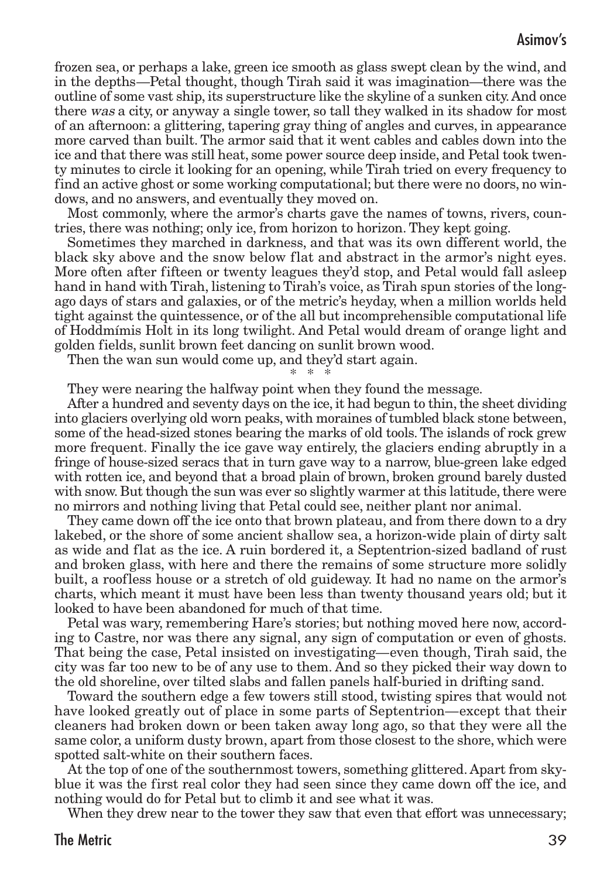frozen sea, or perhaps a lake, green ice smooth as glass swept clean by the wind, and in the depths—Petal thought, though Tirah said it was imagination—there was the outline of some vast ship, its superstructure like the skyline of a sunken city. And once there *was* a city, or anyway a single tower, so tall they walked in its shadow for most of an afternoon: a glittering, tapering gray thing of angles and curves, in appearance more carved than built. The armor said that it went cables and cables down into the ice and that there was still heat, some power source deep inside, and Petal took twenty minutes to circle it looking for an opening, while Tirah tried on every frequency to find an active ghost or some working computational; but there were no doors, no windows, and no answers, and eventually they moved on.

Most commonly, where the armor's charts gave the names of towns, rivers, countries, there was nothing; only ice, from horizon to horizon. They kept going.

Sometimes they marched in darkness, and that was its own different world, the black sky above and the snow below flat and abstract in the armor's night eyes. More often after fifteen or twenty leagues they'd stop, and Petal would fall asleep hand in hand with Tirah, listening to Tirah's voice, as Tirah spun stories of the long-ago days of stars and galaxies, or of the metric's heyday, when a million worlds held tight against the quintessence, or of the all but incomprehensible computational life of Hoddmímis Holt in its long twilight. And Petal would dream of orange light and golden fields, sunlit brown feet dancing on sunlit brown wood.

Then the wan sun would come up, and they'd start again.

\* \* \*

They were nearing the halfway point when they found the message.

After a hundred and seventy days on the ice, it had begun to thin, the sheet dividing into glaciers overlying old worn peaks, with moraines of tumbled black stone between, some of the head-sized stones bearing the marks of old tools. The islands of rock grew more frequent. Finally the ice gave way entirely, the glaciers ending abruptly in a fringe of house-sized seracs that in turn gave way to a narrow, blue-green lake edged with rotten ice, and beyond that a broad plain of brown, broken ground barely dusted with snow. But though the sun was ever so slightly warmer at this latitude, there were no mirrors and nothing living that Petal could see, neither plant nor animal.

They came down off the ice onto that brown plateau, and from there down to a dry lakebed, or the shore of some ancient shallow sea, a horizon-wide plain of dirty salt as wide and flat as the ice. A ruin bordered it, a Septentrion-sized badland of rust and broken glass, with here and there the remains of some structure more solidly built, a roofless house or a stretch of old guideway. It had no name on the armor's charts, which meant it must have been less than twenty thousand years old; but it looked to have been abandoned for much of that time.

Petal was wary, remembering Hare's stories; but nothing moved here now, according to Castre, nor was there any signal, any sign of computation or even of ghosts. That being the case, Petal insisted on investigating—even though, Tirah said, the city was far too new to be of any use to them. And so they picked their way down to the old shoreline, over tilted slabs and fallen panels half-buried in drifting sand.

Toward the southern edge a few towers still stood, twisting spires that would not have looked greatly out of place in some parts of Septentrion—except that their cleaners had broken down or been taken away long ago, so that they were all the same color, a uniform dusty brown, apart from those closest to the shore, which were spotted salt-white on their southern faces.

At the top of one of the southernmost towers, something glittered. Apart from sky-blue it was the first real color they had seen since they came down off the ice, and nothing would do for Petal but to climb it and see what it was.

When they drew near to the tower they saw that even that effort was unnecessary;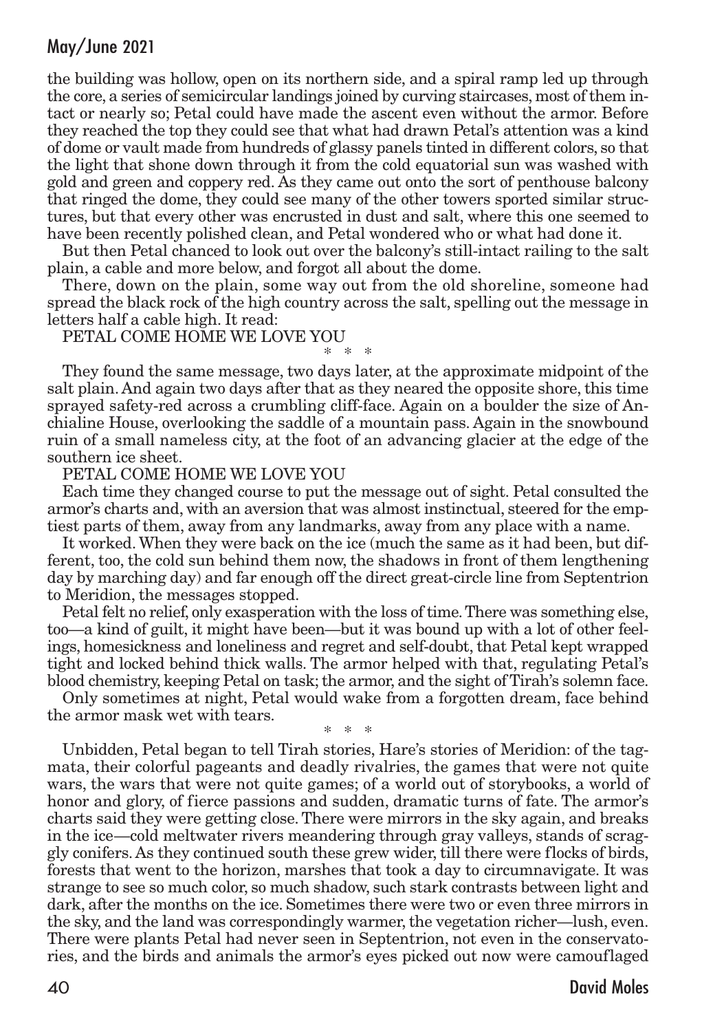the building was hollow, open on its northern side, and a spiral ramp led up through the core, a series of semicircular landings joined by curving staircases, most of them intact or nearly so; Petal could have made the ascent even without the armor. Before they reached the top they could see that what had drawn Petal's attention was a kind of dome or vault made from hundreds of glassy panels tinted in different colors, so that the light that shone down through it from the cold equatorial sun was washed with gold and green and coppery red. As they came out onto the sort of penthouse balcony that ringed the dome, they could see many of the other towers sported similar structures, but that every other was encrusted in dust and salt, where this one seemed to have been recently polished clean, and Petal wondered who or what had done it.

But then Petal chanced to look out over the balcony's still-intact railing to the salt plain, a cable and more below, and forgot all about the dome.

There, down on the plain, some way out from the old shoreline, someone had spread the black rock of the high country across the salt, spelling out the message in letters half a cable high. It read:

PETAL COME HOME WE LOVE YOU

\* \* \*

They found the same message, two days later, at the approximate midpoint of the salt plain. And again two days after that as they neared the opposite shore, this time sprayed safety-red across a crumbling cliff-face. Again on a boulder the size of Anchialine House, overlooking the saddle of a mountain pass. Again in the snowbound ruin of a small nameless city, at the foot of an advancing glacier at the edge of the southern ice sheet.

PETAL COME HOME WE LOVE YOU

Each time they changed course to put the message out of sight. Petal consulted the armor's charts and, with an aversion that was almost instinctual, steered for the emptiest parts of them, away from any landmarks, away from any place with a name.

It worked. When they were back on the ice (much the same as it had been, but different, too, the cold sun behind them now, the shadows in front of them lengthening day by marching day) and far enough off the direct great-circle line from Septentrion to Meridion, the messages stopped.

Petal felt no relief, only exasperation with the loss of time. There was something else, too—a kind of guilt, it might have been—but it was bound up with a lot of other feelings, homesickness and loneliness and regret and self-doubt, that Petal kept wrapped tight and locked behind thick walls. The armor helped with that, regulating Petal's blood chemistry, keeping Petal on task; the armor, and the sight of Tirah's solemn face.

Only sometimes at night, Petal would wake from a forgotten dream, face behind the armor mask wet with tears.

\* \* \*

Unbidden, Petal began to tell Tirah stories, Hare's stories of Meridion: of the tagmata, their colorful pageants and deadly rivalries, the games that were not quite wars, the wars that were not quite games; of a world out of storybooks, a world of honor and glory, of fierce passions and sudden, dramatic turns of fate. The armor's charts said they were getting close. There were mirrors in the sky again, and breaks in the ice—cold meltwater rivers meandering through gray valleys, stands of scraggly conifers. As they continued south these grew wider, till there were flocks of birds, forests that went to the horizon, marshes that took a day to circumnavigate. It was strange to see so much color, so much shadow, such stark contrasts between light and dark, after the months on the ice. Sometimes there were two or even three mirrors in the sky, and the land was correspondingly warmer, the vegetation richer—lush, even. There were plants Petal had never seen in Septentrion, not even in the conservatories, and the birds and animals the armor's eyes picked out now were camouflaged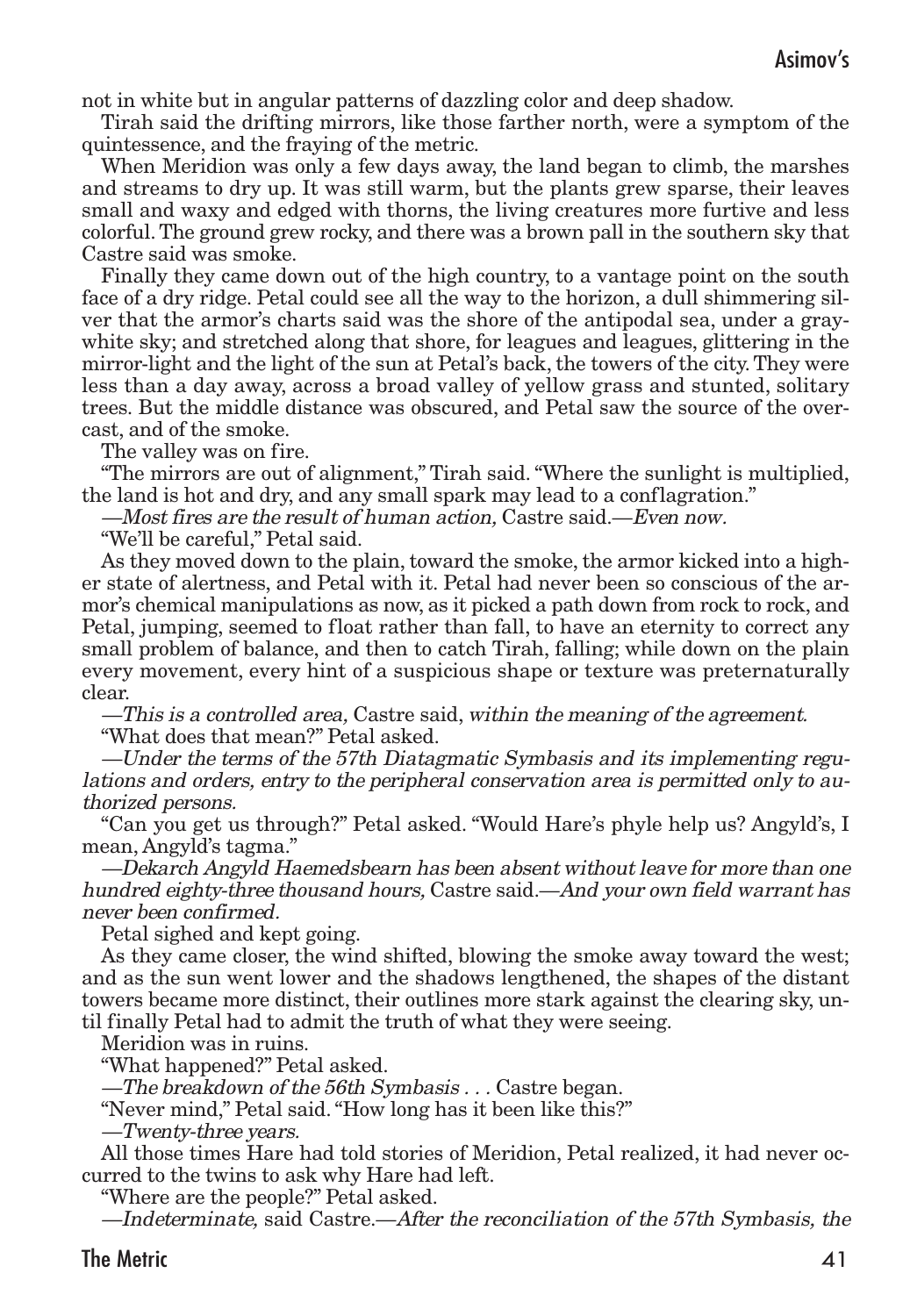not in white but in angular patterns of dazzling color and deep shadow.

Tirah said the drifting mirrors, like those farther north, were a symptom of the quintessence, and the fraying of the metric.

When Meridion was only a few days away, the land began to climb, the marshes and streams to dry up. It was still warm, but the plants grew sparse, their leaves small and waxy and edged with thorns, the living creatures more furtive and less colorful. The ground grew rocky, and there was a brown pall in the southern sky that Castre said was smoke.

Finally they came down out of the high country, to a vantage point on the south face of a dry ridge. Petal could see all the way to the horizon, a dull shimmering silver that the armor's charts said was the shore of the antipodal sea, under a gray-white sky; and stretched along that shore, for leagues and leagues, glittering in the mirror-light and the light of the sun at Petal's back, the towers of the city. They were less than a day away, across a broad valley of yellow grass and stunted, solitary trees. But the middle distance was obscured, and Petal saw the source of the overcast, and of the smoke.

The valley was on fire.

"The mirrors are out of alignment," Tirah said. "Where the sunlight is multiplied, the land is hot and dry, and any small spark may lead to a conflagration."

*—Most fires are the result of human action,* Castre said.*—Even now.*

"We'll be careful," Petal said.

As they moved down to the plain, toward the smoke, the armor kicked into a higher state of alertness, and Petal with it. Petal had never been so conscious of the armor's chemical manipulations as now, as it picked a path down from rock to rock, and Petal, jumping, seemed to float rather than fall, to have an eternity to correct any small problem of balance, and then to catch Tirah, falling; while down on the plain every movement, every hint of a suspicious shape or texture was preternaturally clear.

*—This is a controlled area,* Castre said, *within the meaning of the agreement.*

"What does that mean?" Petal asked.

*—Under the terms of the 57th Diatagmatic Symbasis and its implementing regulations and orders, entry to the peripheral conservation area is permitted only to authorized persons.*

"Can you get us through?" Petal asked. "Would Hare's phyle help us? Angyld's, I mean, Angyld's tagma."

*—Dekarch Angyld Haemedsbearn has been absent without leave for more than one hundred eighty-three thousand hours,* Castre said.*—And your own field warrant has never been confirmed.*

Petal sighed and kept going.

As they came closer, the wind shifted, blowing the smoke away toward the west; and as the sun went lower and the shadows lengthened, the shapes of the distant towers became more distinct, their outlines more stark against the clearing sky, until finally Petal had to admit the truth of what they were seeing.

Meridion was in ruins.

"What happened?" Petal asked.

*—The breakdown of the 56th Symbasis . . .* Castre began.

"Never mind," Petal said. "How long has it been like this?"

*—Twenty-three years.*

All those times Hare had told stories of Meridion, Petal realized, it had never occurred to the twins to ask why Hare had left.

"Where are the people?" Petal asked.

*—Indeterminate,* said Castre.*—After the reconciliation of the 57th Symbasis, the*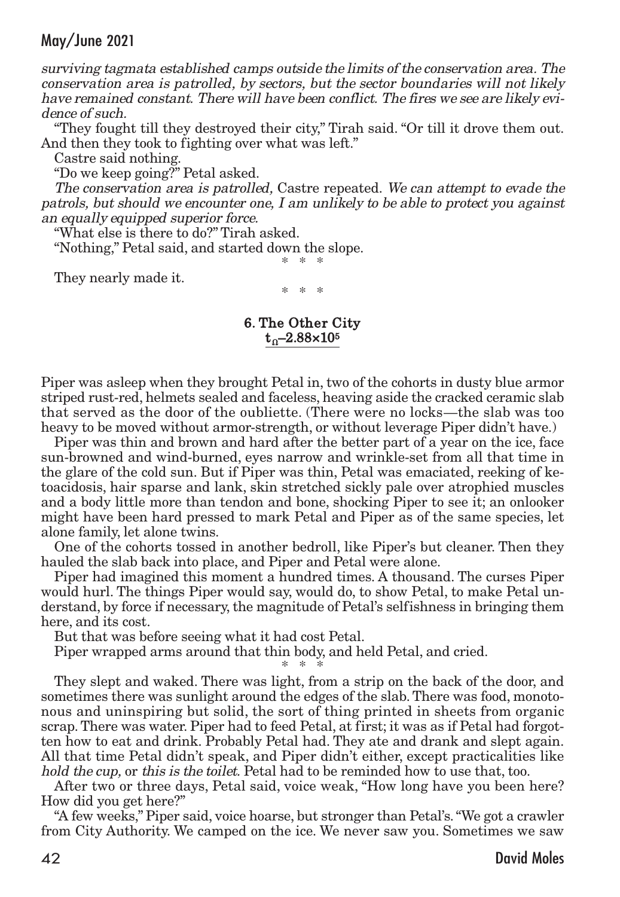*surviving tagmata established camps outside the limits of the conservation area. The conservation area is patrolled, by sectors, but the sector boundaries will not likely have remained constant. There will have been conflict. The fires we see are likely evidence of such.*

"They fought till they destroyed their city," Tirah said. "Or till it drove them out. And then they took to fighting over what was left."

Castre said nothing.

"Do we keep going?" Petal asked.

*The conservation area is patrolled,* Castre repeated. *We can attempt to evade the patrols, but should we encounter one, I am unlikely to be able to protect you against an equally equipped superior force.*

"What else is there to do?" Tirah asked.

"Nothing," Petal said, and started down the slope.

\* \* \*

They nearly made it.

\* \* \*

### 6. The Other City

$t_{\Omega}$–$2.88{\times}10^{5}$

Piper was asleep when they brought Petal in, two of the cohorts in dusty blue armor striped rust-red, helmets sealed and faceless, heaving aside the cracked ceramic slab that served as the door of the oubliette. (There were no locks—the slab was too heavy to be moved without armor-strength, or without leverage Piper didn't have.)

Piper was thin and brown and hard after the better part of a year on the ice, face sun-browned and wind-burned, eyes narrow and wrinkle-set from all that time in the glare of the cold sun. But if Piper was thin, Petal was emaciated, reeking of ketoacidosis, hair sparse and lank, skin stretched sickly pale over atrophied muscles and a body little more than tendon and bone, shocking Piper to see it; an onlooker might have been hard pressed to mark Petal and Piper as of the same species, let alone family, let alone twins.

One of the cohorts tossed in another bedroll, like Piper's but cleaner. Then they hauled the slab back into place, and Piper and Petal were alone.

Piper had imagined this moment a hundred times. A thousand. The curses Piper would hurl. The things Piper would say, would do, to show Petal, to make Petal understand, by force if necessary, the magnitude of Petal's selfishness in bringing them here, and its cost.

But that was before seeing what it had cost Petal.

Piper wrapped arms around that thin body, and held Petal, and cried.

\* \* \*

They slept and waked. There was light, from a strip on the back of the door, and sometimes there was sunlight around the edges of the slab. There was food, monotonous and uninspiring but solid, the sort of thing printed in sheets from organic scrap. There was water. Piper had to feed Petal, at first; it was as if Petal had forgotten how to eat and drink. Probably Petal had. They ate and drank and slept again. All that time Petal didn't speak, and Piper didn't either, except practicalities like *hold the cup,* or *this is the toilet.* Petal had to be reminded how to use that, too.

After two or three days, Petal said, voice weak, "How long have you been here? How did you get here?"

"A few weeks," Piper said, voice hoarse, but stronger than Petal's. "We got a crawler from City Authority. We camped on the ice. We never saw you. Sometimes we saw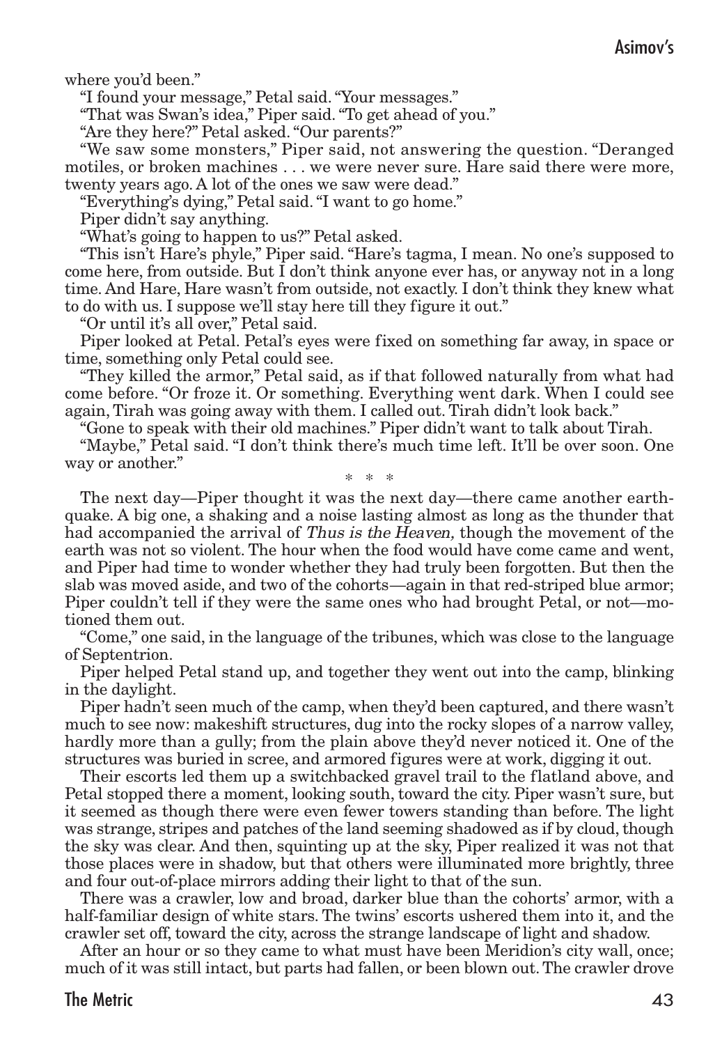where you'd been."

"I found your message," Petal said. "Your messages."

"That was Swan's idea," Piper said. "To get ahead of you."

"Are they here?" Petal asked. "Our parents?"

"We saw some monsters," Piper said, not answering the question. "Deranged motiles, or broken machines . . . we were never sure. Hare said there were more, twenty years ago. A lot of the ones we saw were dead."

"Everything's dying," Petal said. "I want to go home."

Piper didn't say anything.

"What's going to happen to us?" Petal asked.

"This isn't Hare's phyle," Piper said. "Hare's tagma, I mean. No one's supposed to come here, from outside. But I don't think anyone ever has, or anyway not in a long time. And Hare, Hare wasn't from outside, not exactly. I don't think they knew what to do with us. I suppose we'll stay here till they figure it out."

"Or until it's all over," Petal said.

Piper looked at Petal. Petal's eyes were fixed on something far away, in space or time, something only Petal could see.

"They killed the armor," Petal said, as if that followed naturally from what had come before. "Or froze it. Or something. Everything went dark. When I could see again, Tirah was going away with them. I called out. Tirah didn't look back."

"Gone to speak with their old machines." Piper didn't want to talk about Tirah.

"Maybe," Petal said. "I don't think there's much time left. It'll be over soon. One way or another."

\* \* \*

The next day—Piper thought it was the next day—there came another earthquake. A big one, a shaking and a noise lasting almost as long as the thunder that had accompanied the arrival of *Thus is the Heaven,* though the movement of the earth was not so violent. The hour when the food would have come came and went, and Piper had time to wonder whether they had truly been forgotten. But then the slab was moved aside, and two of the cohorts—again in that red-striped blue armor; Piper couldn't tell if they were the same ones who had brought Petal, or not—motioned them out.

"Come," one said, in the language of the tribunes, which was close to the language of Septentrion.

Piper helped Petal stand up, and together they went out into the camp, blinking in the daylight.

Piper hadn't seen much of the camp, when they'd been captured, and there wasn't much to see now: makeshift structures, dug into the rocky slopes of a narrow valley, hardly more than a gully; from the plain above they'd never noticed it. One of the structures was buried in scree, and armored figures were at work, digging it out.

Their escorts led them up a switchbacked gravel trail to the flatland above, and Petal stopped there a moment, looking south, toward the city. Piper wasn't sure, but it seemed as though there were even fewer towers standing than before. The light was strange, stripes and patches of the land seeming shadowed as if by cloud, though the sky was clear. And then, squinting up at the sky, Piper realized it was not that those places were in shadow, but that others were illuminated more brightly, three and four out-of-place mirrors adding their light to that of the sun.

There was a crawler, low and broad, darker blue than the cohorts' armor, with a half-familiar design of white stars. The twins' escorts ushered them into it, and the crawler set off, toward the city, across the strange landscape of light and shadow.

After an hour or so they came to what must have been Meridion's city wall, once; much of it was still intact, but parts had fallen, or been blown out. The crawler drove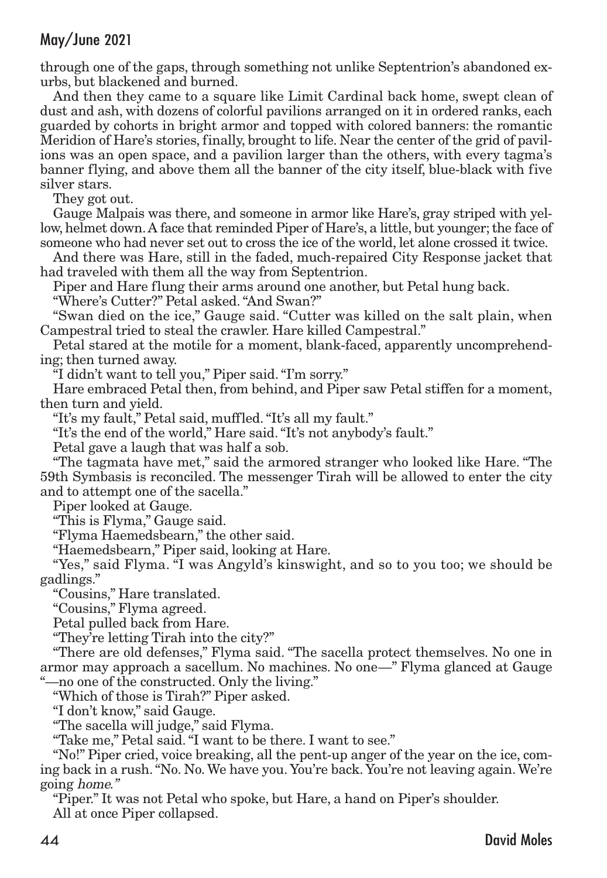through one of the gaps, through something not unlike Septentrion's abandoned exurbs, but blackened and burned.

And then they came to a square like Limit Cardinal back home, swept clean of dust and ash, with dozens of colorful pavilions arranged on it in ordered ranks, each guarded by cohorts in bright armor and topped with colored banners: the romantic Meridion of Hare's stories, finally, brought to life. Near the center of the grid of pavilions was an open space, and a pavilion larger than the others, with every tagma's banner flying, and above them all the banner of the city itself, blue-black with five silver stars.

They got out.

Gauge Malpais was there, and someone in armor like Hare's, gray striped with yellow, helmet down. A face that reminded Piper of Hare's, a little, but younger; the face of someone who had never set out to cross the ice of the world, let alone crossed it twice.

And there was Hare, still in the faded, much-repaired City Response jacket that had traveled with them all the way from Septentrion.

Piper and Hare flung their arms around one another, but Petal hung back.

"Where's Cutter?" Petal asked. "And Swan?"

"Swan died on the ice," Gauge said. "Cutter was killed on the salt plain, when Campestral tried to steal the crawler. Hare killed Campestral."

Petal stared at the motile for a moment, blank-faced, apparently uncomprehending; then turned away.

"I didn't want to tell you," Piper said. "I'm sorry."

Hare embraced Petal then, from behind, and Piper saw Petal stiffen for a moment, then turn and yield.

"It's my fault," Petal said, muffled. "It's all my fault."

"It's the end of the world," Hare said. "It's not anybody's fault."

Petal gave a laugh that was half a sob.

"The tagmata have met," said the armored stranger who looked like Hare. "The 59th Symbasis is reconciled. The messenger Tirah will be allowed to enter the city and to attempt one of the sacella."

Piper looked at Gauge.

"This is Flyma," Gauge said.

"Flyma Haemedsbearn," the other said.

"Haemedsbearn," Piper said, looking at Hare.

"Yes," said Flyma. "I was Angyld's kinswight, and so to you too; we should be gadlings."

"Cousins," Hare translated.

"Cousins," Flyma agreed.

Petal pulled back from Hare.

"They're letting Tirah into the city?"

"There are old defenses," Flyma said. "The sacella protect themselves. No one in armor may approach a sacellum. No machines. No one—" Flyma glanced at Gauge "—no one of the constructed. Only the living."

"Which of those is Tirah?" Piper asked.

"I don't know," said Gauge.

"The sacella will judge," said Flyma.

"Take me," Petal said. "I want to be there. I want to see."

"No!" Piper cried, voice breaking, all the pent-up anger of the year on the ice, coming back in a rush. "No. No. We have you. You're back. You're not leaving again. We're going *home*."

"Piper." It was not Petal who spoke, but Hare, a hand on Piper's shoulder.

All at once Piper collapsed.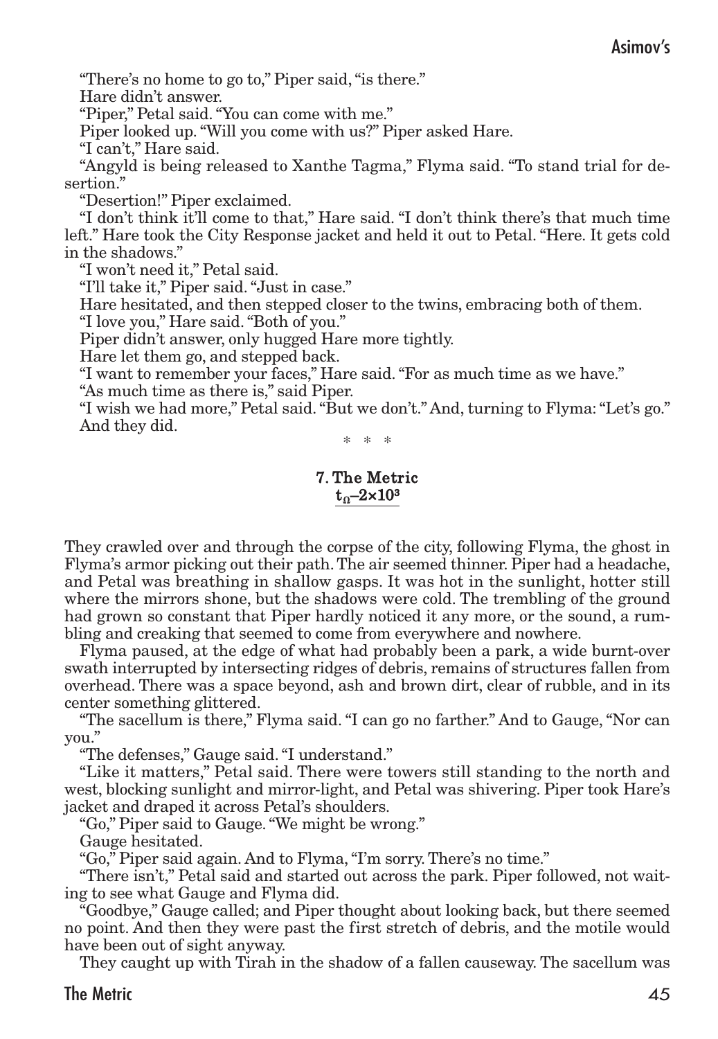"There's no home to go to," Piper said, "is there."

Hare didn't answer.

"Piper," Petal said. "You can come with me."

Piper looked up. "Will you come with us?" Piper asked Hare.

"I can't," Hare said.

"Angyld is being released to Xanthe Tagma," Flyma said. "To stand trial for desertion."

"Desertion!" Piper exclaimed.

"I don't think it'll come to that," Hare said. "I don't think there's that much time left." Hare took the City Response jacket and held it out to Petal. "Here. It gets cold in the shadows."

"I won't need it," Petal said.

"I'll take it," Piper said. "Just in case."

Hare hesitated, and then stepped closer to the twins, embracing both of them.

"I love you," Hare said. "Both of you."

Piper didn't answer, only hugged Hare more tightly.

Hare let them go, and stepped back.

"I want to remember your faces," Hare said. "For as much time as we have."

"As much time as there is," said Piper.

"I wish we had more," Petal said. "But we don't." And, turning to Flyma: "Let's go."

And they did.

\* \* \*

## 7. The Metric

## $t_{\Omega}$–$2\times10^3$

They crawled over and through the corpse of the city, following Flyma, the ghost in Flyma's armor picking out their path. The air seemed thinner. Piper had a headache, and Petal was breathing in shallow gasps. It was hot in the sunlight, hotter still where the mirrors shone, but the shadows were cold. The trembling of the ground had grown so constant that Piper hardly noticed it any more, or the sound, a rumbling and creaking that seemed to come from everywhere and nowhere.

Flyma paused, at the edge of what had probably been a park, a wide burnt-over swath interrupted by intersecting ridges of debris, remains of structures fallen from overhead. There was a space beyond, ash and brown dirt, clear of rubble, and in its center something glittered.

"The sacellum is there," Flyma said. "I can go no farther." And to Gauge, "Nor can you."

"The defenses," Gauge said. "I understand."

"Like it matters," Petal said. There were towers still standing to the north and west, blocking sunlight and mirror-light, and Petal was shivering. Piper took Hare's jacket and draped it across Petal's shoulders.

"Go," Piper said to Gauge. "We might be wrong."

Gauge hesitated.

"Go," Piper said again. And to Flyma, "I'm sorry. There's no time."

"There isn't," Petal said and started out across the park. Piper followed, not waiting to see what Gauge and Flyma did.

"Goodbye," Gauge called; and Piper thought about looking back, but there seemed no point. And then they were past the first stretch of debris, and the motile would have been out of sight anyway.

They caught up with Tirah in the shadow of a fallen causeway. The sacellum was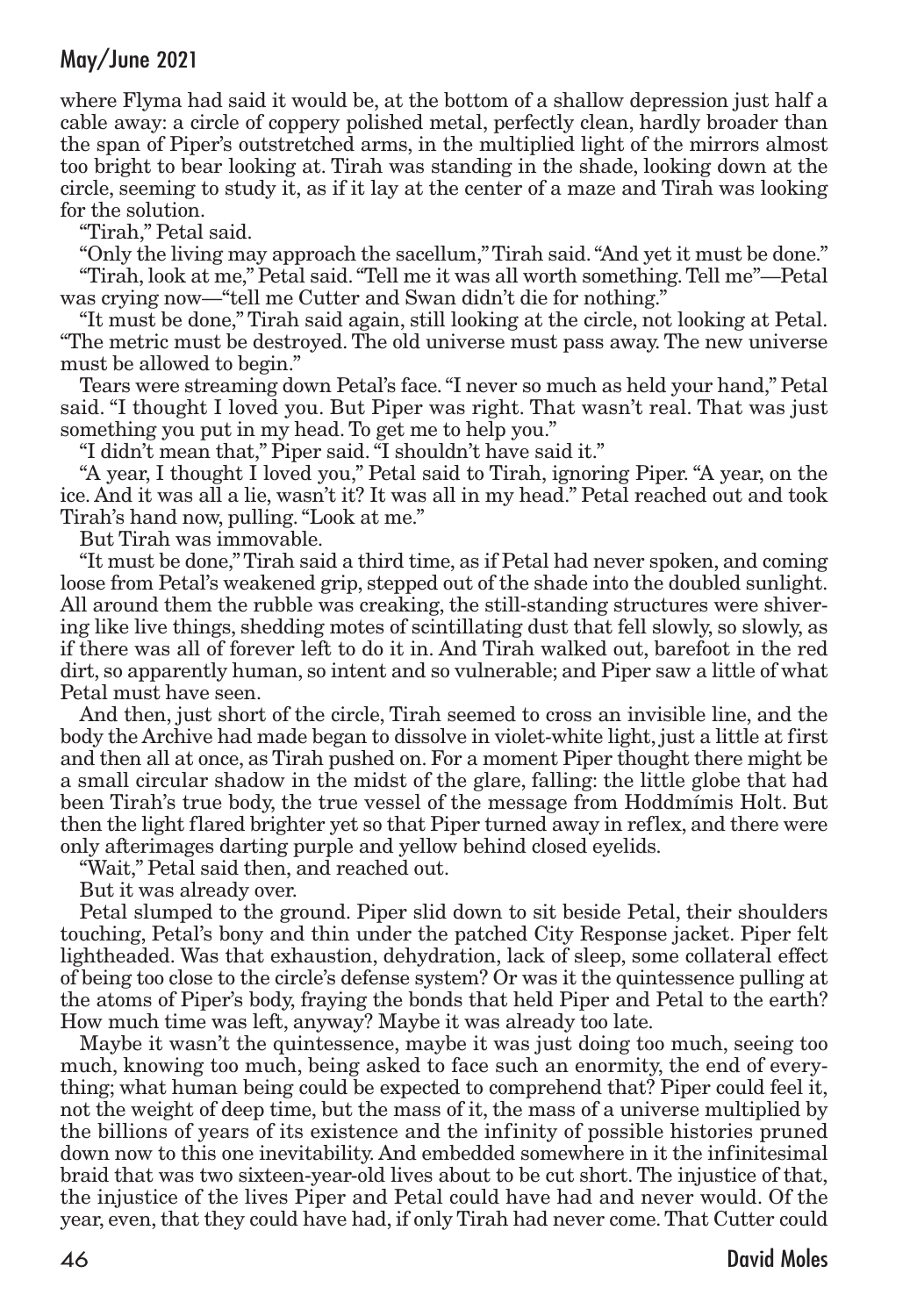where Flyma had said it would be, at the bottom of a shallow depression just half a cable away: a circle of coppery polished metal, perfectly clean, hardly broader than the span of Piper's outstretched arms, in the multiplied light of the mirrors almost too bright to bear looking at. Tirah was standing in the shade, looking down at the circle, seeming to study it, as if it lay at the center of a maze and Tirah was looking for the solution.

"Tirah," Petal said.

"Only the living may approach the sacellum," Tirah said. "And yet it must be done."

"Tirah, look at me," Petal said. "Tell me it was all worth something. Tell me"—Petal was crying now—"tell me Cutter and Swan didn't die for nothing."

"It must be done," Tirah said again, still looking at the circle, not looking at Petal. "The metric must be destroyed. The old universe must pass away. The new universe must be allowed to begin."

Tears were streaming down Petal's face. "I never so much as held your hand," Petal said. "I thought I loved you. But Piper was right. That wasn't real. That was just something you put in my head. To get me to help you."

"I didn't mean that," Piper said. "I shouldn't have said it."

"A year, I thought I loved you," Petal said to Tirah, ignoring Piper. "A year, on the ice. And it was all a lie, wasn't it? It was all in my head." Petal reached out and took Tirah's hand now, pulling. "Look at me."

But Tirah was immovable.

"It must be done," Tirah said a third time, as if Petal had never spoken, and coming loose from Petal's weakened grip, stepped out of the shade into the doubled sunlight. All around them the rubble was creaking, the still-standing structures were shivering like live things, shedding motes of scintillating dust that fell slowly, so slowly, as if there was all of forever left to do it in. And Tirah walked out, barefoot in the red dirt, so apparently human, so intent and so vulnerable; and Piper saw a little of what Petal must have seen.

And then, just short of the circle, Tirah seemed to cross an invisible line, and the body the Archive had made began to dissolve in violet-white light, just a little at first and then all at once, as Tirah pushed on. For a moment Piper thought there might be a small circular shadow in the midst of the glare, falling: the little globe that had been Tirah's true body, the true vessel of the message from Hoddmímis Holt. But then the light flared brighter yet so that Piper turned away in reflex, and there were only afterimages darting purple and yellow behind closed eyelids.

"Wait," Petal said then, and reached out.

But it was already over.

Petal slumped to the ground. Piper slid down to sit beside Petal, their shoulders touching, Petal's bony and thin under the patched City Response jacket. Piper felt lightheaded. Was that exhaustion, dehydration, lack of sleep, some collateral effect of being too close to the circle's defense system? Or was it the quintessence pulling at the atoms of Piper's body, fraying the bonds that held Piper and Petal to the earth? How much time was left, anyway? Maybe it was already too late.

Maybe it wasn't the quintessence, maybe it was just doing too much, seeing too much, knowing too much, being asked to face such an enormity, the end of everything; what human being could be expected to comprehend that? Piper could feel it, not the weight of deep time, but the mass of it, the mass of a universe multiplied by the billions of years of its existence and the infinity of possible histories pruned down now to this one inevitability. And embedded somewhere in it the infinitesimal braid that was two sixteen-year-old lives about to be cut short. The injustice of that, the injustice of the lives Piper and Petal could have had and never would. Of the year, even, that they could have had, if only Tirah had never come. That Cutter could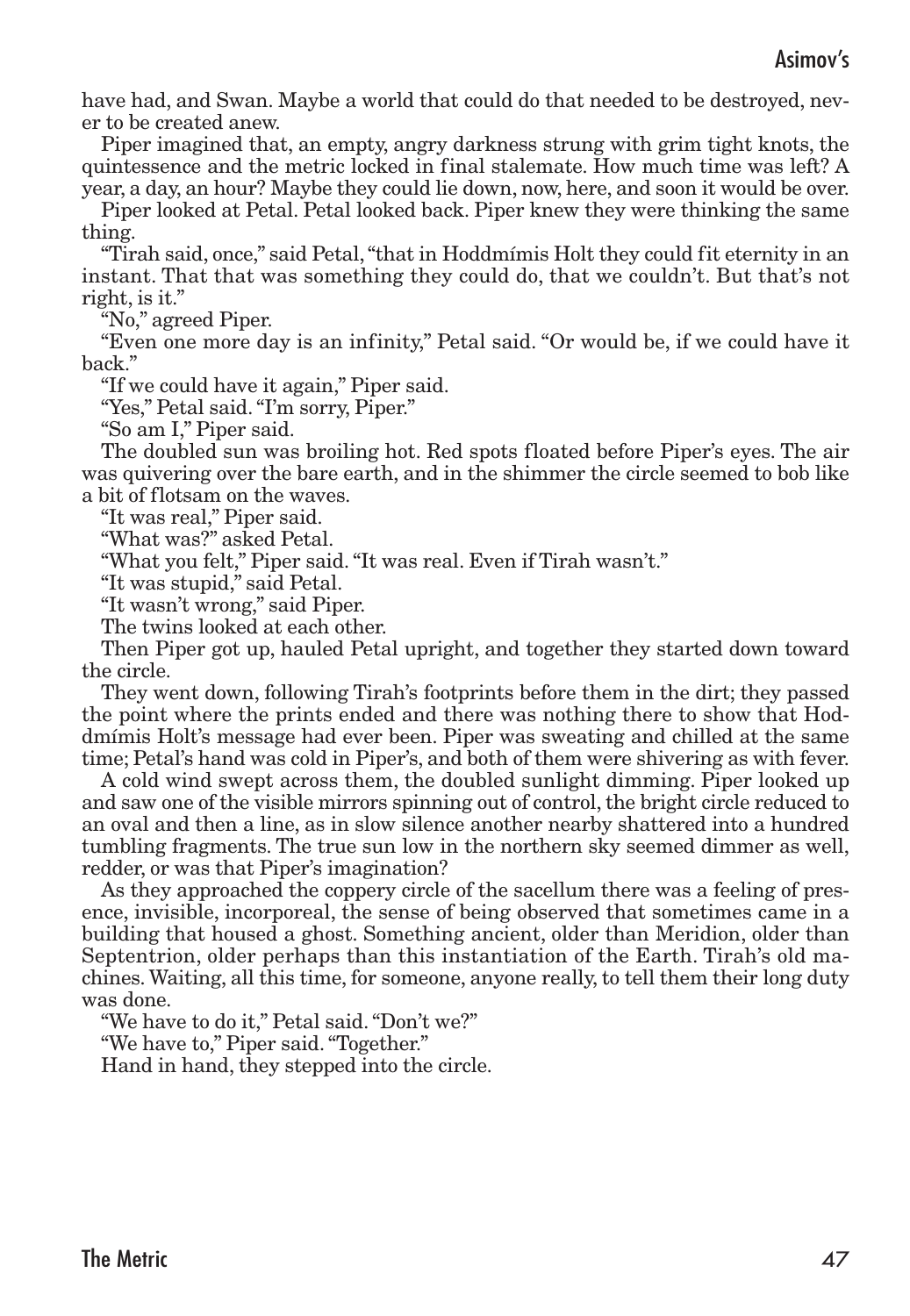have had, and Swan. Maybe a world that could do that needed to be destroyed, never to be created anew.

Piper imagined that, an empty, angry darkness strung with grim tight knots, the quintessence and the metric locked in final stalemate. How much time was left? A year, a day, an hour? Maybe they could lie down, now, here, and soon it would be over.

Piper looked at Petal. Petal looked back. Piper knew they were thinking the same thing.

"Tirah said, once," said Petal, "that in Hoddmímis Holt they could fit eternity in an instant. That that was something they could do, that we couldn't. But that's not right, is it."

"No," agreed Piper.

"Even one more day is an infinity," Petal said. "Or would be, if we could have it back."

"If we could have it again," Piper said.

"Yes," Petal said. "I'm sorry, Piper."

"So am I," Piper said.

The doubled sun was broiling hot. Red spots floated before Piper's eyes. The air was quivering over the bare earth, and in the shimmer the circle seemed to bob like a bit of flotsam on the waves.

"It was real," Piper said.

"What was?" asked Petal.

"What you felt," Piper said. "It was real. Even if Tirah wasn't."

"It was stupid," said Petal.

"It wasn't wrong," said Piper.

The twins looked at each other.

Then Piper got up, hauled Petal upright, and together they started down toward the circle.

They went down, following Tirah's footprints before them in the dirt; they passed the point where the prints ended and there was nothing there to show that Hoddmímis Holt's message had ever been. Piper was sweating and chilled at the same time; Petal's hand was cold in Piper's, and both of them were shivering as with fever.

A cold wind swept across them, the doubled sunlight dimming. Piper looked up and saw one of the visible mirrors spinning out of control, the bright circle reduced to an oval and then a line, as in slow silence another nearby shattered into a hundred tumbling fragments. The true sun low in the northern sky seemed dimmer as well, redder, or was that Piper's imagination?

As they approached the coppery circle of the sacellum there was a feeling of presence, invisible, incorporeal, the sense of being observed that sometimes came in a building that housed a ghost. Something ancient, older than Meridion, older than Septentrion, older perhaps than this instantiation of the Earth. Tirah's old machines. Waiting, all this time, for someone, anyone really, to tell them their long duty was done.

"We have to do it," Petal said. "Don't we?"

"We have to," Piper said. "Together."

Hand in hand, they stepped into the circle.